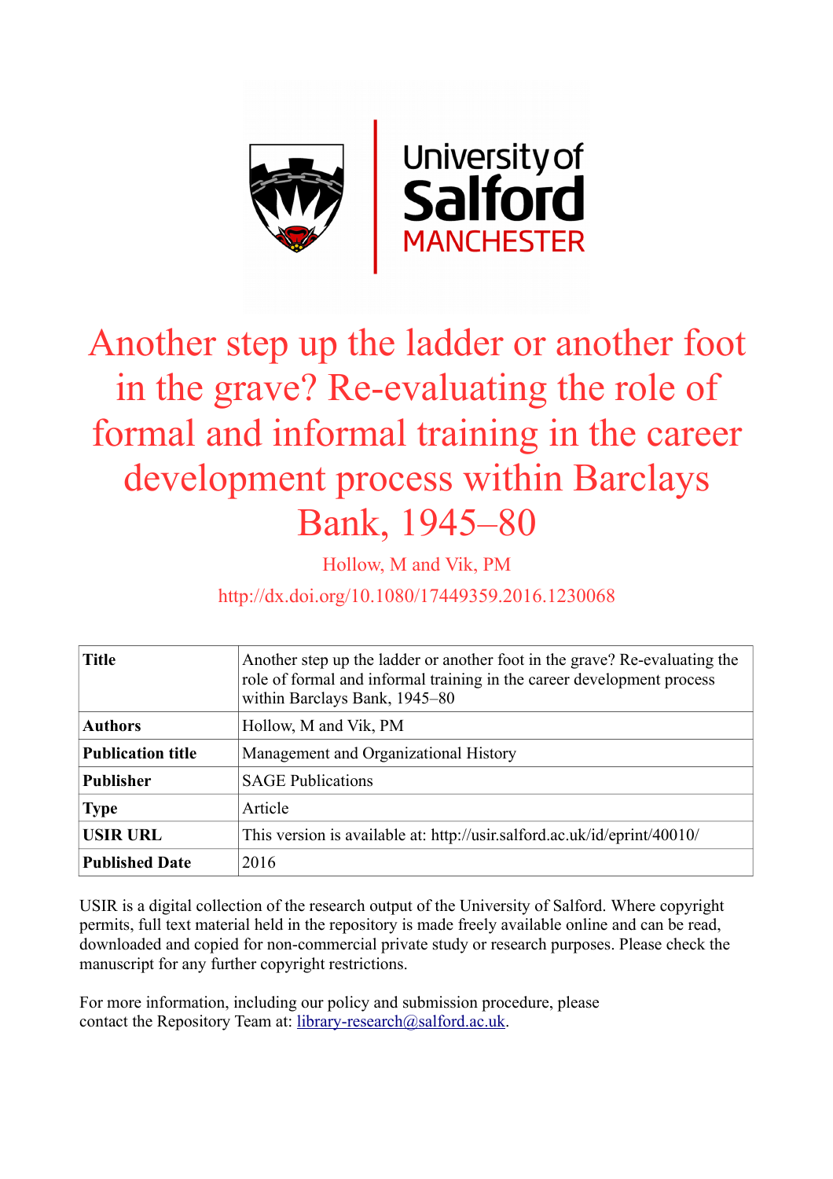# Another step up the ladder or another foot in the grave? Re-evaluating the role of formal and informal training in the career development process within Barclays Bank, 1945–80

Hollow, M and Vik, PM

http://dx.doi.org/10.1080/17449359.2016.1230068

| **Title** | Another step up the ladder or another foot in the grave? Re-evaluating the role of formal and informal training in the career development process within Barclays Bank, 1945–80 |
|---|---|
| **Authors** | Hollow, M and Vik, PM |
| **Publication title** | Management and Organizational History |
| **Publisher** | SAGE Publications |
| **Type** | Article |
| **USIR URL** | This version is available at: http://usir.salford.ac.uk/id/eprint/40010/ |
| **Published Date** | 2016 |

USIR is a digital collection of the research output of the University of Salford. Where copyright permits, full text material held in the repository is made freely available online and can be read, downloaded and copied for non-commercial private study or research purposes. Please check the manuscript for any further copyright restrictions.

For more information, including our policy and submission procedure, please contact the Repository Team at: library-research@salford.ac.uk.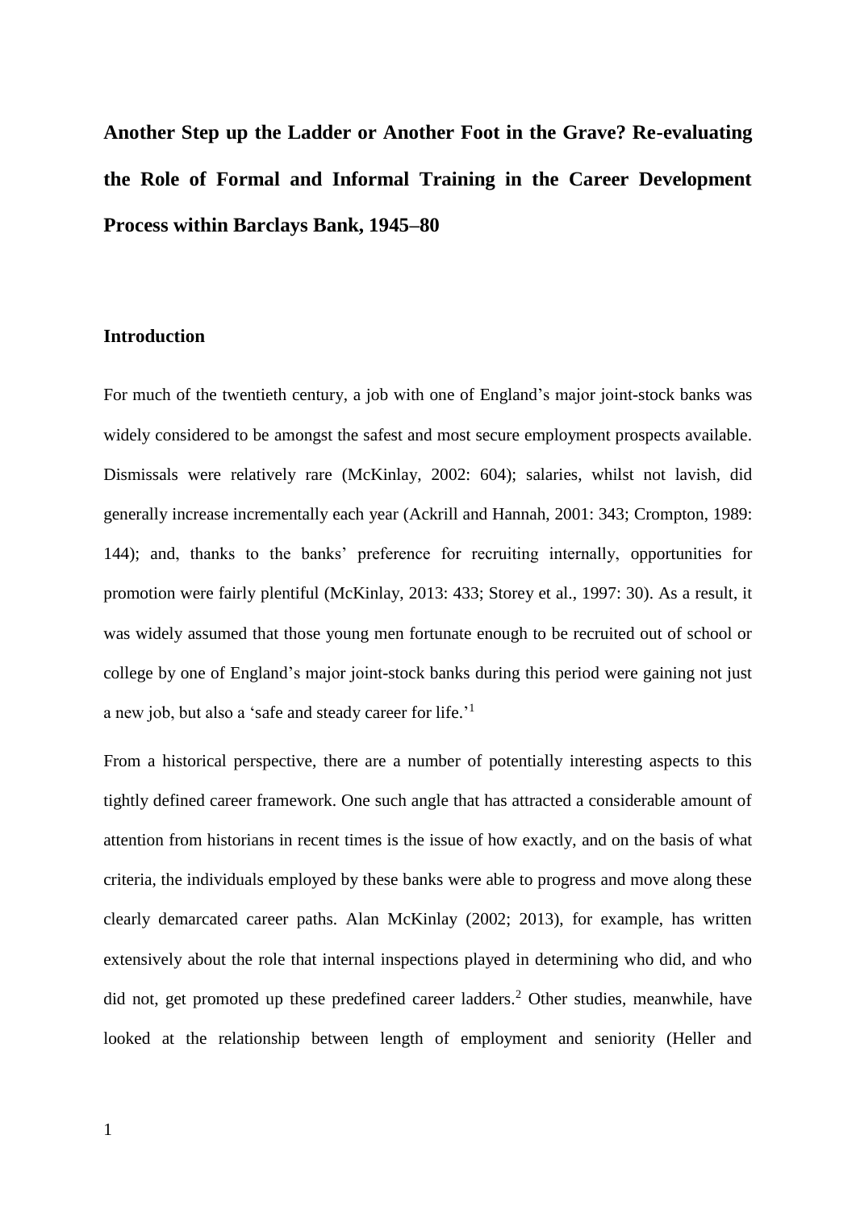# Another Step up the Ladder or Another Foot in the Grave? Re-evaluating the Role of Formal and Informal Training in the Career Development Process within Barclays Bank, 1945–80

## Introduction

For much of the twentieth century, a job with one of England's major joint-stock banks was widely considered to be amongst the safest and most secure employment prospects available. Dismissals were relatively rare (McKinlay, 2002: 604); salaries, whilst not lavish, did generally increase incrementally each year (Ackrill and Hannah, 2001: 343; Crompton, 1989: 144); and, thanks to the banks' preference for recruiting internally, opportunities for promotion were fairly plentiful (McKinlay, 2013: 433; Storey et al., 1997: 30). As a result, it was widely assumed that those young men fortunate enough to be recruited out of school or college by one of England's major joint-stock banks during this period were gaining not just a new job, but also a 'safe and steady career for life.'[1]

From a historical perspective, there are a number of potentially interesting aspects to this tightly defined career framework. One such angle that has attracted a considerable amount of attention from historians in recent times is the issue of how exactly, and on the basis of what criteria, the individuals employed by these banks were able to progress and move along these clearly demarcated career paths. Alan McKinlay (2002; 2013), for example, has written extensively about the role that internal inspections played in determining who did, and who did not, get promoted up these predefined career ladders.[2] Other studies, meanwhile, have looked at the relationship between length of employment and seniority (Heller and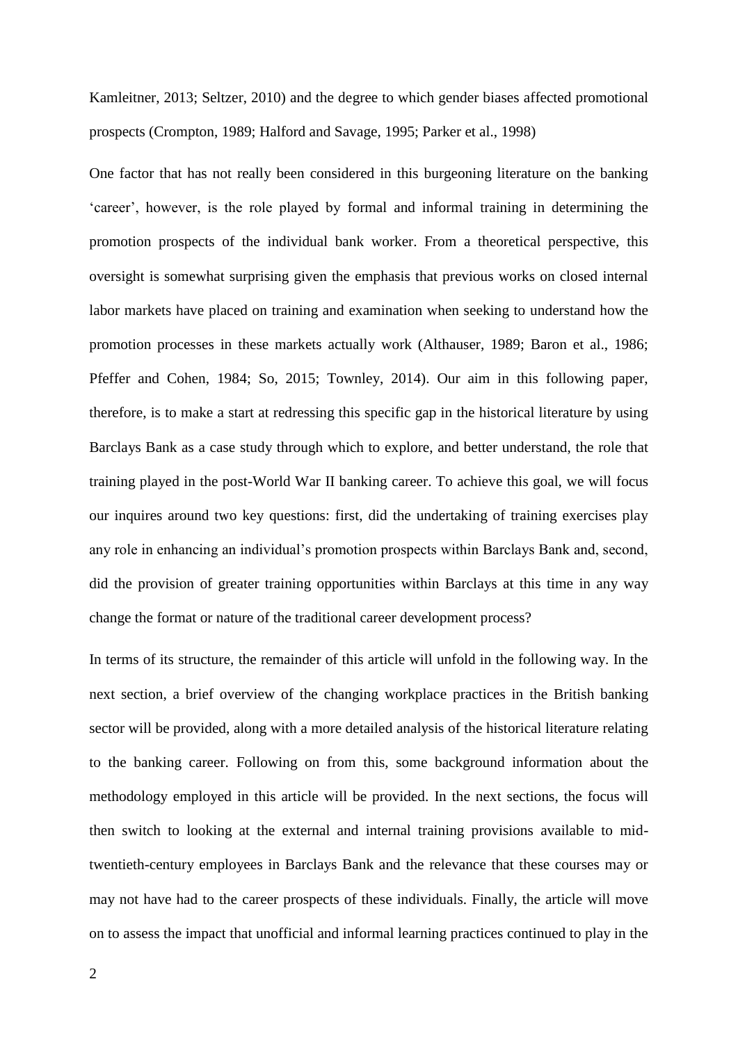Kamleitner, 2013; Seltzer, 2010) and the degree to which gender biases affected promotional prospects (Crompton, 1989; Halford and Savage, 1995; Parker et al., 1998)

One factor that has not really been considered in this burgeoning literature on the banking 'career', however, is the role played by formal and informal training in determining the promotion prospects of the individual bank worker. From a theoretical perspective, this oversight is somewhat surprising given the emphasis that previous works on closed internal labor markets have placed on training and examination when seeking to understand how the promotion processes in these markets actually work (Althauser, 1989; Baron et al., 1986; Pfeffer and Cohen, 1984; So, 2015; Townley, 2014). Our aim in this following paper, therefore, is to make a start at redressing this specific gap in the historical literature by using Barclays Bank as a case study through which to explore, and better understand, the role that training played in the post-World War II banking career. To achieve this goal, we will focus our inquires around two key questions: first, did the undertaking of training exercises play any role in enhancing an individual's promotion prospects within Barclays Bank and, second, did the provision of greater training opportunities within Barclays at this time in any way change the format or nature of the traditional career development process?

In terms of its structure, the remainder of this article will unfold in the following way. In the next section, a brief overview of the changing workplace practices in the British banking sector will be provided, along with a more detailed analysis of the historical literature relating to the banking career. Following on from this, some background information about the methodology employed in this article will be provided. In the next sections, the focus will then switch to looking at the external and internal training provisions available to mid-twentieth-century employees in Barclays Bank and the relevance that these courses may or may not have had to the career prospects of these individuals. Finally, the article will move on to assess the impact that unofficial and informal learning practices continued to play in the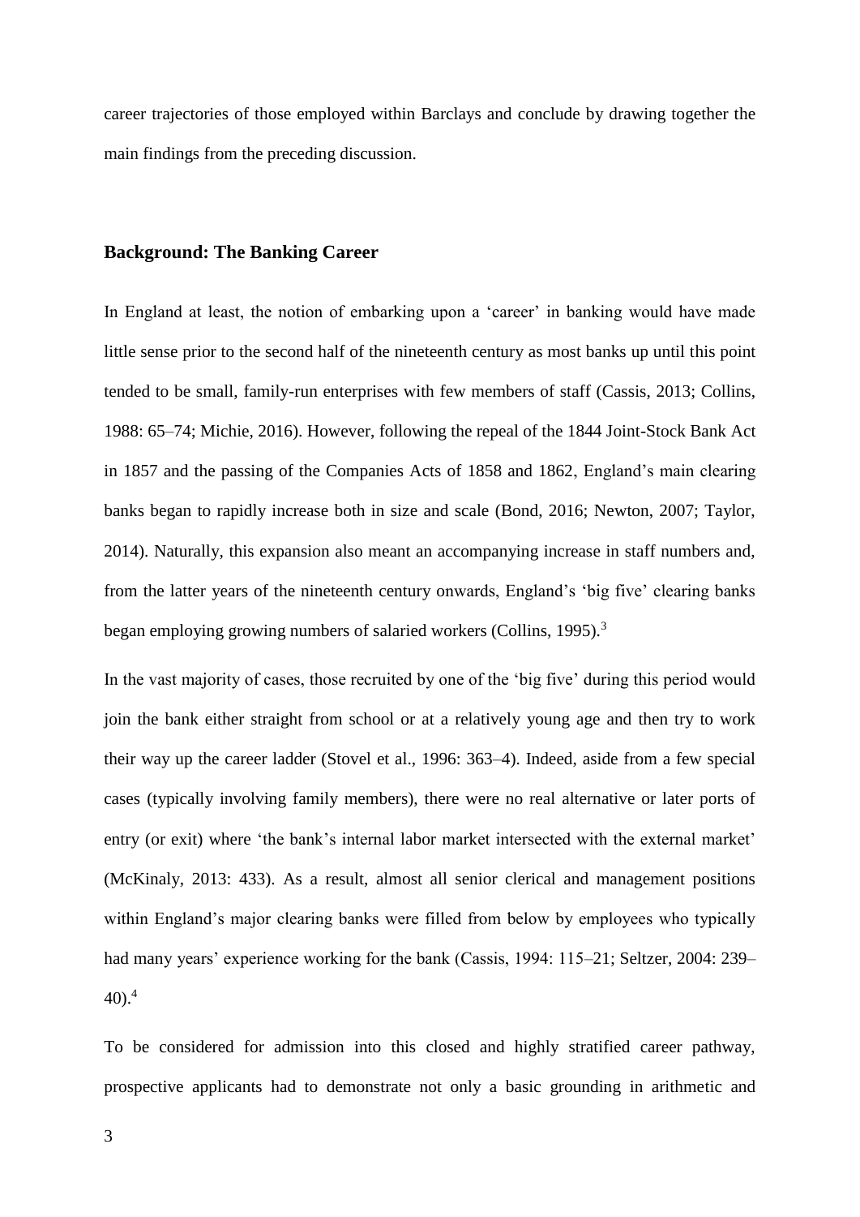career trajectories of those employed within Barclays and conclude by drawing together the main findings from the preceding discussion.

## Background: The Banking Career

In England at least, the notion of embarking upon a 'career' in banking would have made little sense prior to the second half of the nineteenth century as most banks up until this point tended to be small, family-run enterprises with few members of staff (Cassis, 2013; Collins, 1988: 65–74; Michie, 2016). However, following the repeal of the 1844 Joint-Stock Bank Act in 1857 and the passing of the Companies Acts of 1858 and 1862, England's main clearing banks began to rapidly increase both in size and scale (Bond, 2016; Newton, 2007; Taylor, 2014). Naturally, this expansion also meant an accompanying increase in staff numbers and, from the latter years of the nineteenth century onwards, England's 'big five' clearing banks began employing growing numbers of salaried workers (Collins, 1995).[3]

In the vast majority of cases, those recruited by one of the 'big five' during this period would join the bank either straight from school or at a relatively young age and then try to work their way up the career ladder (Stovel et al., 1996: 363–4). Indeed, aside from a few special cases (typically involving family members), there were no real alternative or later ports of entry (or exit) where 'the bank's internal labor market intersected with the external market' (McKinaly, 2013: 433). As a result, almost all senior clerical and management positions within England's major clearing banks were filled from below by employees who typically had many years' experience working for the bank (Cassis, 1994: 115–21; Seltzer, 2004: 239–40).[4]

To be considered for admission into this closed and highly stratified career pathway, prospective applicants had to demonstrate not only a basic grounding in arithmetic and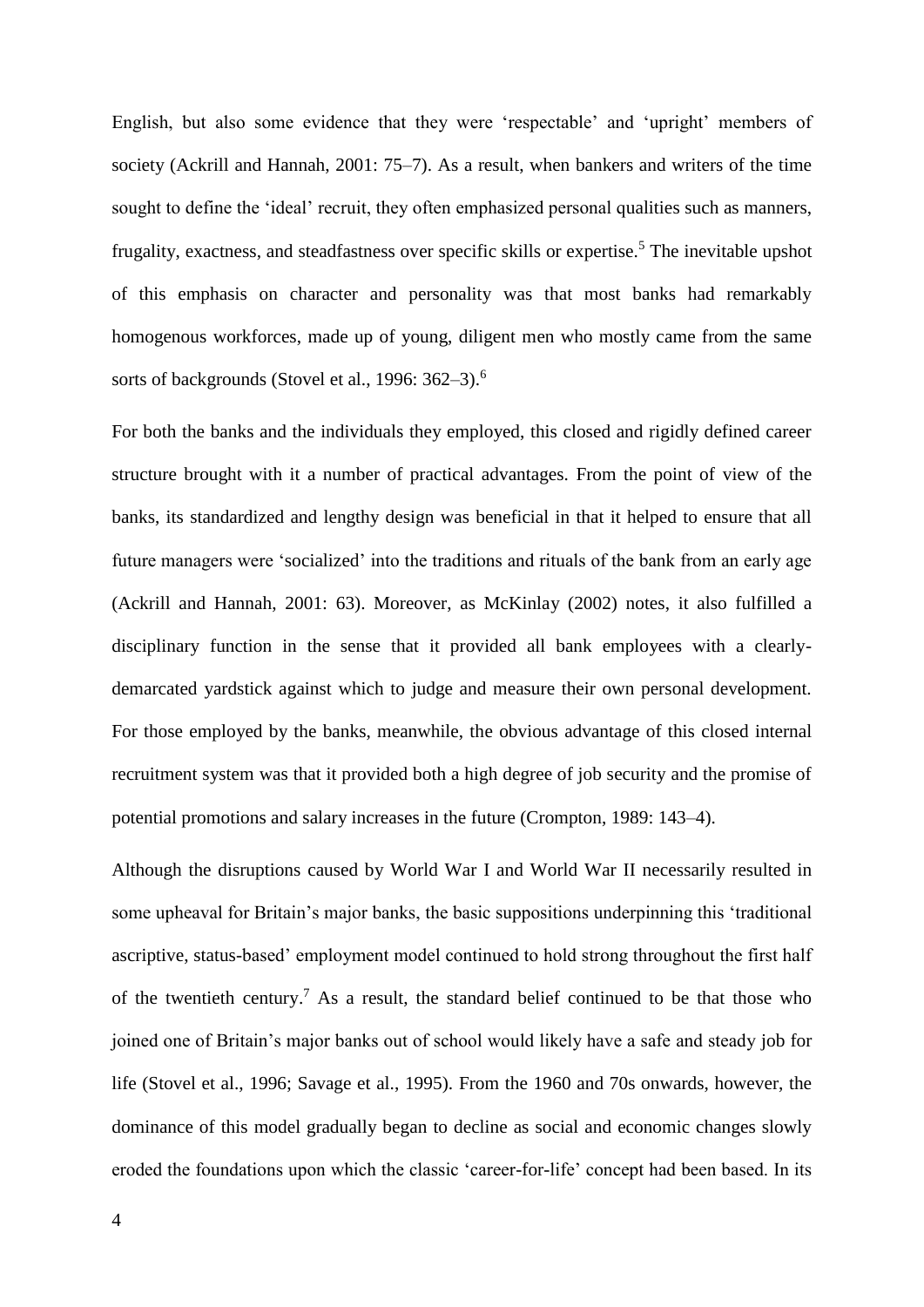English, but also some evidence that they were 'respectable' and 'upright' members of society (Ackrill and Hannah, 2001: 75–7). As a result, when bankers and writers of the time sought to define the 'ideal' recruit, they often emphasized personal qualities such as manners, frugality, exactness, and steadfastness over specific skills or expertise.[5] The inevitable upshot of this emphasis on character and personality was that most banks had remarkably homogenous workforces, made up of young, diligent men who mostly came from the same sorts of backgrounds (Stovel et al., 1996: 362–3).[6]

For both the banks and the individuals they employed, this closed and rigidly defined career structure brought with it a number of practical advantages. From the point of view of the banks, its standardized and lengthy design was beneficial in that it helped to ensure that all future managers were 'socialized' into the traditions and rituals of the bank from an early age (Ackrill and Hannah, 2001: 63). Moreover, as McKinlay (2002) notes, it also fulfilled a disciplinary function in the sense that it provided all bank employees with a clearly-demarcated yardstick against which to judge and measure their own personal development. For those employed by the banks, meanwhile, the obvious advantage of this closed internal recruitment system was that it provided both a high degree of job security and the promise of potential promotions and salary increases in the future (Crompton, 1989: 143–4).

Although the disruptions caused by World War I and World War II necessarily resulted in some upheaval for Britain's major banks, the basic suppositions underpinning this 'traditional ascriptive, status-based' employment model continued to hold strong throughout the first half of the twentieth century.[7] As a result, the standard belief continued to be that those who joined one of Britain's major banks out of school would likely have a safe and steady job for life (Stovel et al., 1996; Savage et al., 1995). From the 1960 and 70s onwards, however, the dominance of this model gradually began to decline as social and economic changes slowly eroded the foundations upon which the classic 'career-for-life' concept had been based. In its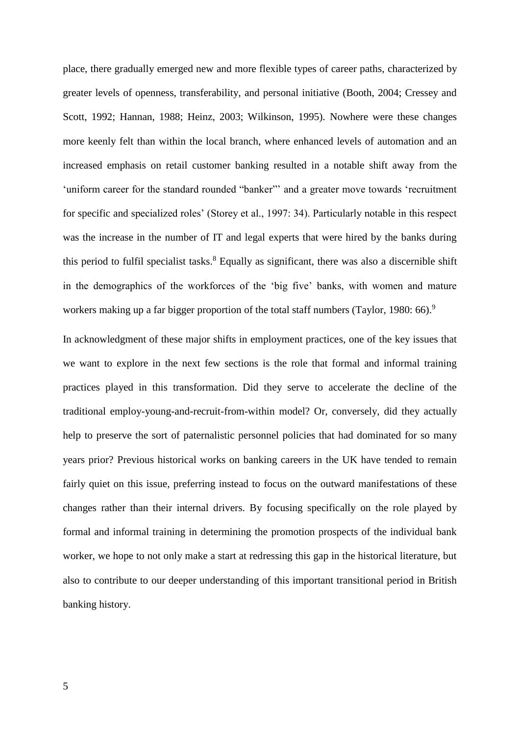place, there gradually emerged new and more flexible types of career paths, characterized by greater levels of openness, transferability, and personal initiative (Booth, 2004; Cressey and Scott, 1992; Hannan, 1988; Heinz, 2003; Wilkinson, 1995). Nowhere were these changes more keenly felt than within the local branch, where enhanced levels of automation and an increased emphasis on retail customer banking resulted in a notable shift away from the 'uniform career for the standard rounded "banker"' and a greater move towards 'recruitment for specific and specialized roles' (Storey et al., 1997: 34). Particularly notable in this respect was the increase in the number of IT and legal experts that were hired by the banks during this period to fulfil specialist tasks.[8] Equally as significant, there was also a discernible shift in the demographics of the workforces of the 'big five' banks, with women and mature workers making up a far bigger proportion of the total staff numbers (Taylor, 1980: 66).[9]

In acknowledgment of these major shifts in employment practices, one of the key issues that we want to explore in the next few sections is the role that formal and informal training practices played in this transformation. Did they serve to accelerate the decline of the traditional employ-young-and-recruit-from-within model? Or, conversely, did they actually help to preserve the sort of paternalistic personnel policies that had dominated for so many years prior? Previous historical works on banking careers in the UK have tended to remain fairly quiet on this issue, preferring instead to focus on the outward manifestations of these changes rather than their internal drivers. By focusing specifically on the role played by formal and informal training in determining the promotion prospects of the individual bank worker, we hope to not only make a start at redressing this gap in the historical literature, but also to contribute to our deeper understanding of this important transitional period in British banking history.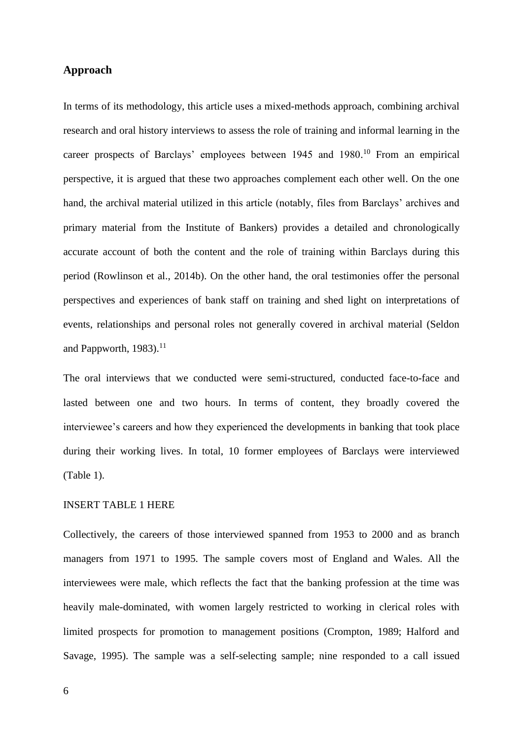## Approach

In terms of its methodology, this article uses a mixed-methods approach, combining archival research and oral history interviews to assess the role of training and informal learning in the career prospects of Barclays' employees between 1945 and 1980.[10] From an empirical perspective, it is argued that these two approaches complement each other well. On the one hand, the archival material utilized in this article (notably, files from Barclays' archives and primary material from the Institute of Bankers) provides a detailed and chronologically accurate account of both the content and the role of training within Barclays during this period (Rowlinson et al., 2014b). On the other hand, the oral testimonies offer the personal perspectives and experiences of bank staff on training and shed light on interpretations of events, relationships and personal roles not generally covered in archival material (Seldon and Pappworth, 1983).[11]

The oral interviews that we conducted were semi-structured, conducted face-to-face and lasted between one and two hours. In terms of content, they broadly covered the interviewee's careers and how they experienced the developments in banking that took place during their working lives. In total, 10 former employees of Barclays were interviewed (Table 1).

INSERT TABLE 1 HERE

Collectively, the careers of those interviewed spanned from 1953 to 2000 and as branch managers from 1971 to 1995. The sample covers most of England and Wales. All the interviewees were male, which reflects the fact that the banking profession at the time was heavily male-dominated, with women largely restricted to working in clerical roles with limited prospects for promotion to management positions (Crompton, 1989; Halford and Savage, 1995). The sample was a self-selecting sample; nine responded to a call issued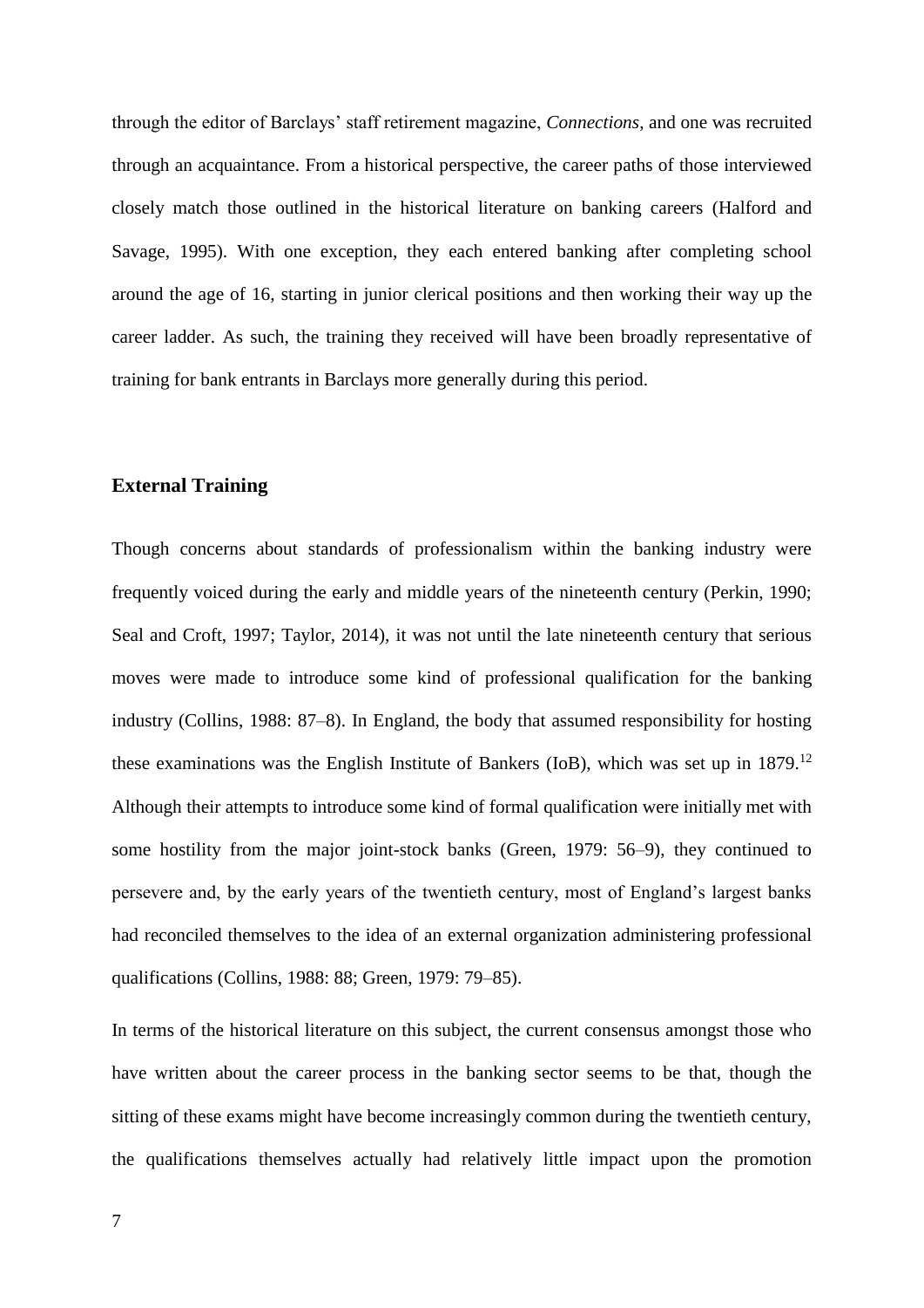through the editor of Barclays' staff retirement magazine, *Connections*, and one was recruited through an acquaintance. From a historical perspective, the career paths of those interviewed closely match those outlined in the historical literature on banking careers (Halford and Savage, 1995). With one exception, they each entered banking after completing school around the age of 16, starting in junior clerical positions and then working their way up the career ladder. As such, the training they received will have been broadly representative of training for bank entrants in Barclays more generally during this period.

## External Training

Though concerns about standards of professionalism within the banking industry were frequently voiced during the early and middle years of the nineteenth century (Perkin, 1990; Seal and Croft, 1997; Taylor, 2014), it was not until the late nineteenth century that serious moves were made to introduce some kind of professional qualification for the banking industry (Collins, 1988: 87–8). In England, the body that assumed responsibility for hosting these examinations was the English Institute of Bankers (IoB), which was set up in 1879.[12] Although their attempts to introduce some kind of formal qualification were initially met with some hostility from the major joint-stock banks (Green, 1979: 56–9), they continued to persevere and, by the early years of the twentieth century, most of England's largest banks had reconciled themselves to the idea of an external organization administering professional qualifications (Collins, 1988: 88; Green, 1979: 79–85).

In terms of the historical literature on this subject, the current consensus amongst those who have written about the career process in the banking sector seems to be that, though the sitting of these exams might have become increasingly common during the twentieth century, the qualifications themselves actually had relatively little impact upon the promotion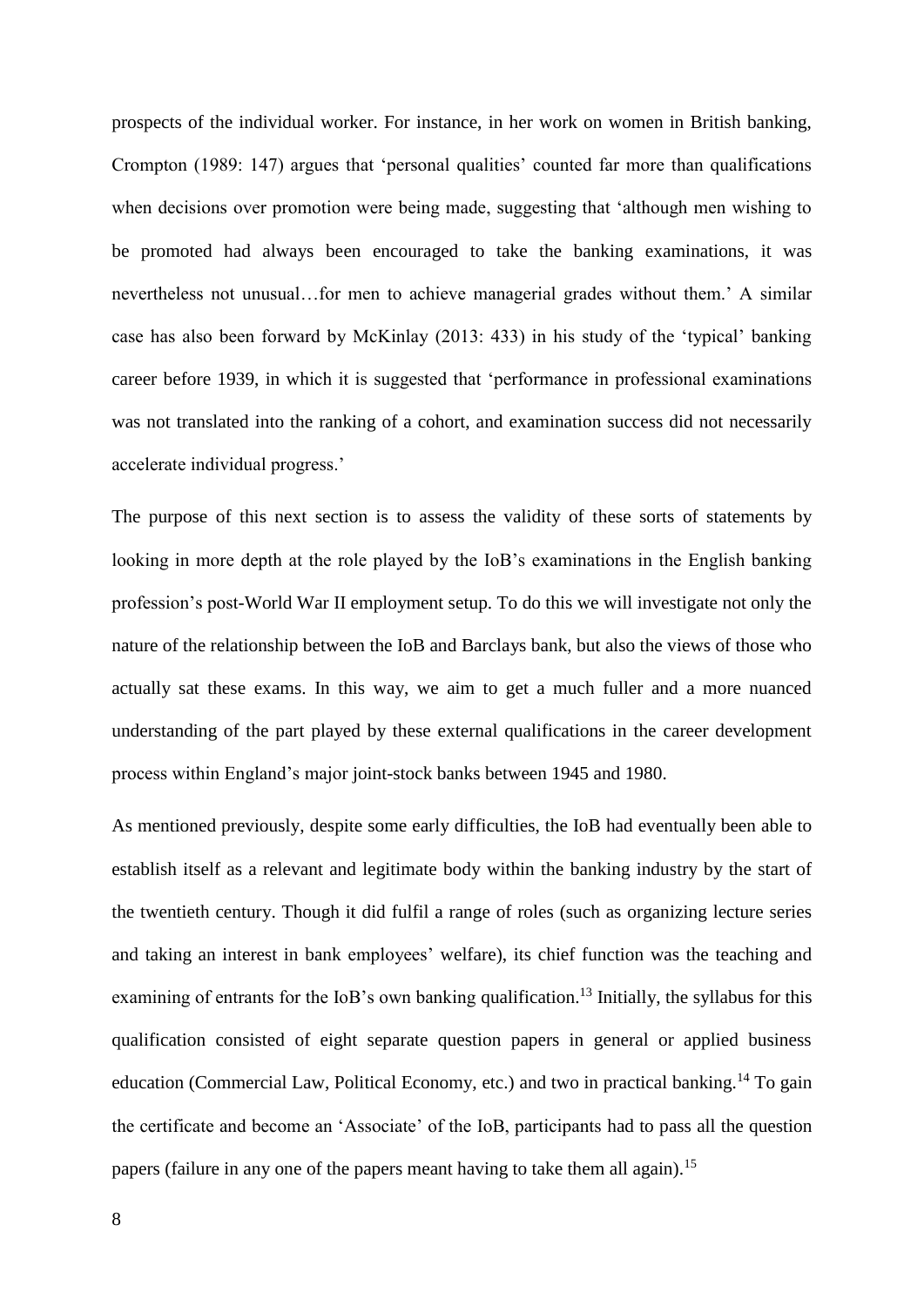prospects of the individual worker. For instance, in her work on women in British banking, Crompton (1989: 147) argues that 'personal qualities' counted far more than qualifications when decisions over promotion were being made, suggesting that 'although men wishing to be promoted had always been encouraged to take the banking examinations, it was nevertheless not unusual…for men to achieve managerial grades without them.' A similar case has also been forward by McKinlay (2013: 433) in his study of the 'typical' banking career before 1939, in which it is suggested that 'performance in professional examinations was not translated into the ranking of a cohort, and examination success did not necessarily accelerate individual progress.'

The purpose of this next section is to assess the validity of these sorts of statements by looking in more depth at the role played by the IoB's examinations in the English banking profession's post-World War II employment setup. To do this we will investigate not only the nature of the relationship between the IoB and Barclays bank, but also the views of those who actually sat these exams. In this way, we aim to get a much fuller and a more nuanced understanding of the part played by these external qualifications in the career development process within England's major joint-stock banks between 1945 and 1980.

As mentioned previously, despite some early difficulties, the IoB had eventually been able to establish itself as a relevant and legitimate body within the banking industry by the start of the twentieth century. Though it did fulfil a range of roles (such as organizing lecture series and taking an interest in bank employees' welfare), its chief function was the teaching and examining of entrants for the IoB's own banking qualification.[13] Initially, the syllabus for this qualification consisted of eight separate question papers in general or applied business education (Commercial Law, Political Economy, etc.) and two in practical banking.[14] To gain the certificate and become an 'Associate' of the IoB, participants had to pass all the question papers (failure in any one of the papers meant having to take them all again).[15]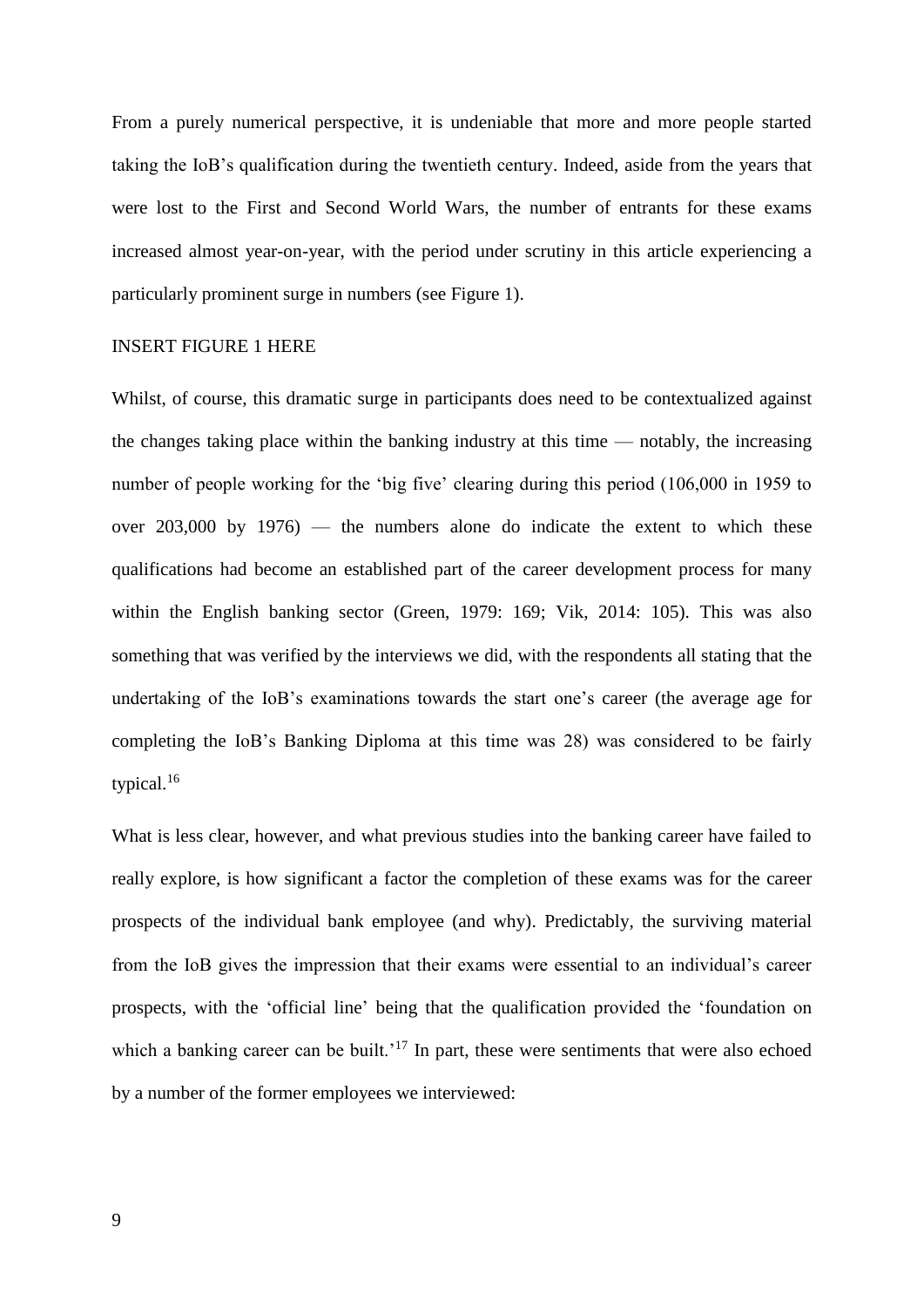From a purely numerical perspective, it is undeniable that more and more people started taking the IoB's qualification during the twentieth century. Indeed, aside from the years that were lost to the First and Second World Wars, the number of entrants for these exams increased almost year-on-year, with the period under scrutiny in this article experiencing a particularly prominent surge in numbers (see Figure 1).

INSERT FIGURE 1 HERE

Whilst, of course, this dramatic surge in participants does need to be contextualized against the changes taking place within the banking industry at this time — notably, the increasing number of people working for the 'big five' clearing during this period (106,000 in 1959 to over 203,000 by 1976) — the numbers alone do indicate the extent to which these qualifications had become an established part of the career development process for many within the English banking sector (Green, 1979: 169; Vik, 2014: 105). This was also something that was verified by the interviews we did, with the respondents all stating that the undertaking of the IoB's examinations towards the start one's career (the average age for completing the IoB's Banking Diploma at this time was 28) was considered to be fairly typical.[16]

What is less clear, however, and what previous studies into the banking career have failed to really explore, is how significant a factor the completion of these exams was for the career prospects of the individual bank employee (and why). Predictably, the surviving material from the IoB gives the impression that their exams were essential to an individual's career prospects, with the 'official line' being that the qualification provided the 'foundation on which a banking career can be built.'[17] In part, these were sentiments that were also echoed by a number of the former employees we interviewed: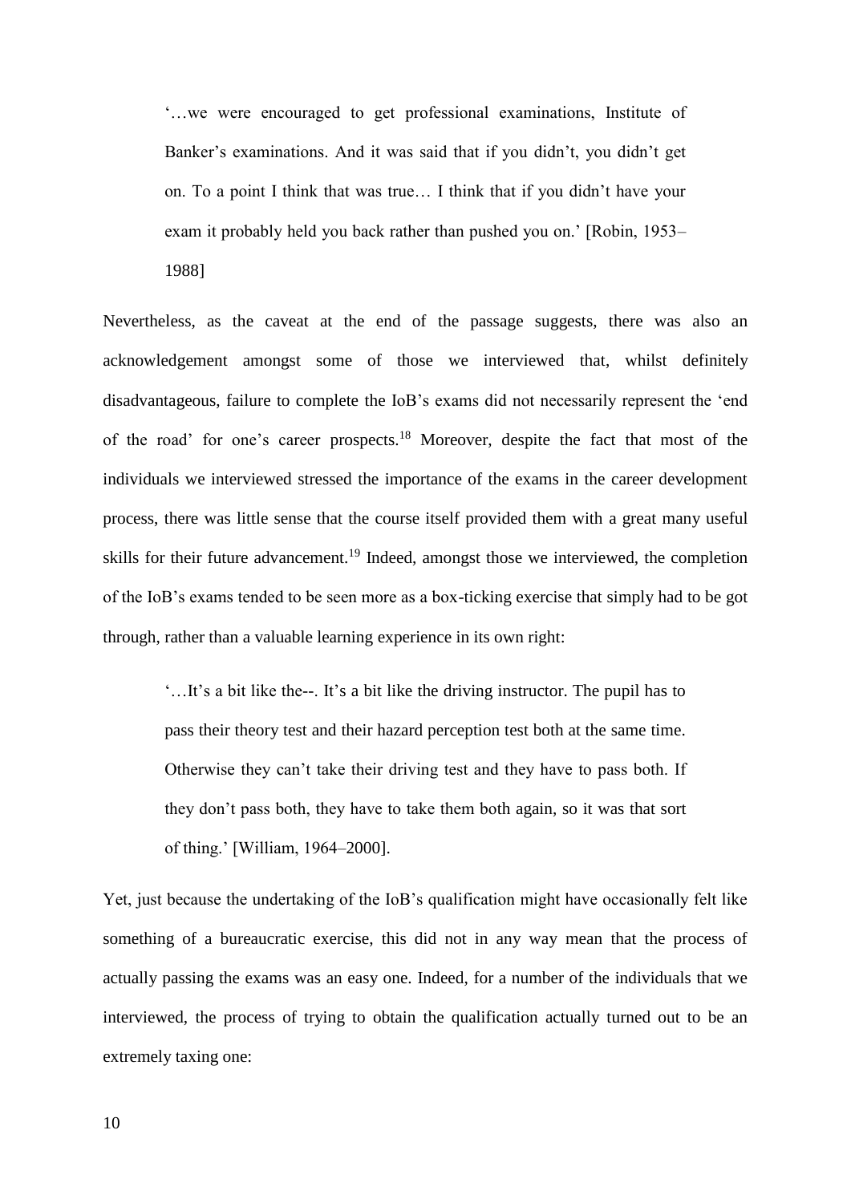> '…we were encouraged to get professional examinations, Institute of Banker's examinations. And it was said that if you didn't, you didn't get on. To a point I think that was true… I think that if you didn't have your exam it probably held you back rather than pushed you on.' [Robin, 1953–1988]

Nevertheless, as the caveat at the end of the passage suggests, there was also an acknowledgement amongst some of those we interviewed that, whilst definitely disadvantageous, failure to complete the IoB's exams did not necessarily represent the 'end of the road' for one's career prospects.[18] Moreover, despite the fact that most of the individuals we interviewed stressed the importance of the exams in the career development process, there was little sense that the course itself provided them with a great many useful skills for their future advancement.[19] Indeed, amongst those we interviewed, the completion of the IoB's exams tended to be seen more as a box-ticking exercise that simply had to be got through, rather than a valuable learning experience in its own right:

> '…It's a bit like the--. It's a bit like the driving instructor. The pupil has to pass their theory test and their hazard perception test both at the same time. Otherwise they can't take their driving test and they have to pass both. If they don't pass both, they have to take them both again, so it was that sort of thing.' [William, 1964–2000].

Yet, just because the undertaking of the IoB's qualification might have occasionally felt like something of a bureaucratic exercise, this did not in any way mean that the process of actually passing the exams was an easy one. Indeed, for a number of the individuals that we interviewed, the process of trying to obtain the qualification actually turned out to be an extremely taxing one: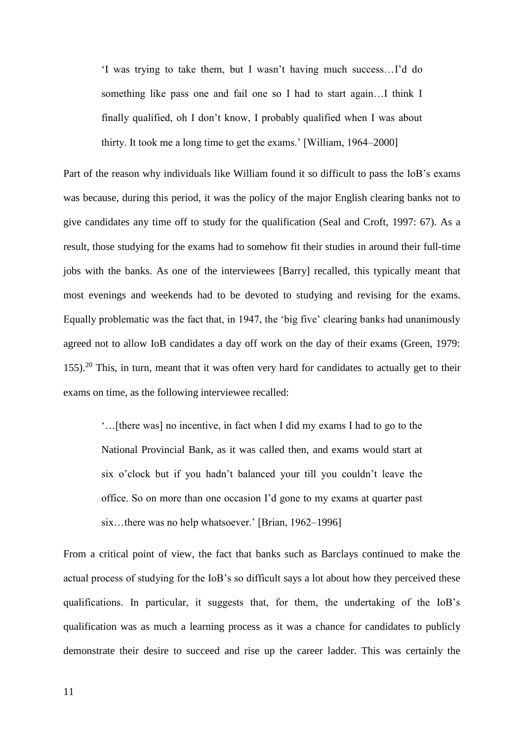> 'I was trying to take them, but I wasn't having much success…I'd do something like pass one and fail one so I had to start again…I think I finally qualified, oh I don't know, I probably qualified when I was about thirty. It took me a long time to get the exams.' [William, 1964–2000]

Part of the reason why individuals like William found it so difficult to pass the IoB's exams was because, during this period, it was the policy of the major English clearing banks not to give candidates any time off to study for the qualification (Seal and Croft, 1997: 67). As a result, those studying for the exams had to somehow fit their studies in around their full-time jobs with the banks. As one of the interviewees [Barry] recalled, this typically meant that most evenings and weekends had to be devoted to studying and revising for the exams. Equally problematic was the fact that, in 1947, the 'big five' clearing banks had unanimously agreed not to allow IoB candidates a day off work on the day of their exams (Green, 1979: 155).[20] This, in turn, meant that it was often very hard for candidates to actually get to their exams on time, as the following interviewee recalled:

> '…[there was] no incentive, in fact when I did my exams I had to go to the National Provincial Bank, as it was called then, and exams would start at six o'clock but if you hadn't balanced your till you couldn't leave the office. So on more than one occasion I'd gone to my exams at quarter past six…there was no help whatsoever.' [Brian, 1962–1996]

From a critical point of view, the fact that banks such as Barclays continued to make the actual process of studying for the IoB's so difficult says a lot about how they perceived these qualifications. In particular, it suggests that, for them, the undertaking of the IoB's qualification was as much a learning process as it was a chance for candidates to publicly demonstrate their desire to succeed and rise up the career ladder. This was certainly the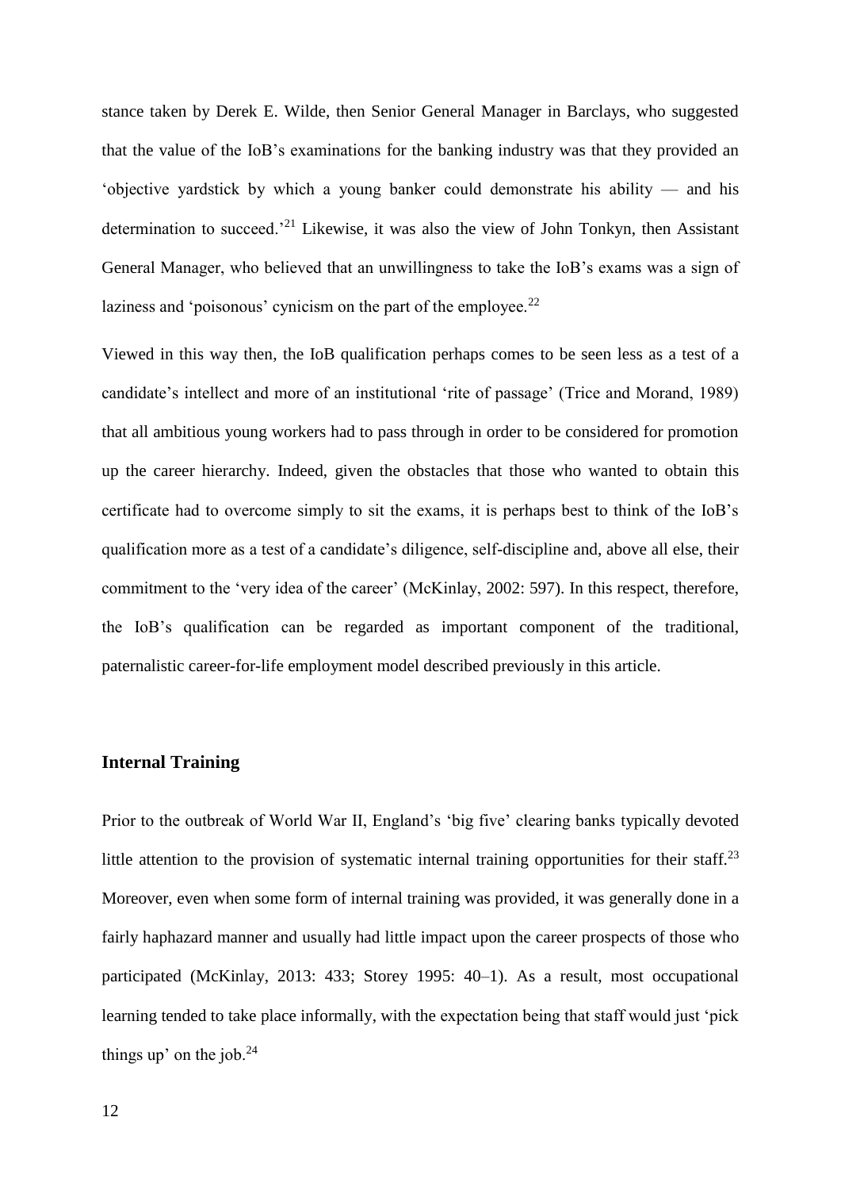stance taken by Derek E. Wilde, then Senior General Manager in Barclays, who suggested that the value of the IoB's examinations for the banking industry was that they provided an 'objective yardstick by which a young banker could demonstrate his ability — and his determination to succeed.'[21] Likewise, it was also the view of John Tonkyn, then Assistant General Manager, who believed that an unwillingness to take the IoB's exams was a sign of laziness and 'poisonous' cynicism on the part of the employee.[22]

Viewed in this way then, the IoB qualification perhaps comes to be seen less as a test of a candidate's intellect and more of an institutional 'rite of passage' (Trice and Morand, 1989) that all ambitious young workers had to pass through in order to be considered for promotion up the career hierarchy. Indeed, given the obstacles that those who wanted to obtain this certificate had to overcome simply to sit the exams, it is perhaps best to think of the IoB's qualification more as a test of a candidate's diligence, self-discipline and, above all else, their commitment to the 'very idea of the career' (McKinlay, 2002: 597). In this respect, therefore, the IoB's qualification can be regarded as important component of the traditional, paternalistic career-for-life employment model described previously in this article.

### Internal Training

Prior to the outbreak of World War II, England's 'big five' clearing banks typically devoted little attention to the provision of systematic internal training opportunities for their staff.[23] Moreover, even when some form of internal training was provided, it was generally done in a fairly haphazard manner and usually had little impact upon the career prospects of those who participated (McKinlay, 2013: 433; Storey 1995: 40–1). As a result, most occupational learning tended to take place informally, with the expectation being that staff would just 'pick things up' on the job.[24]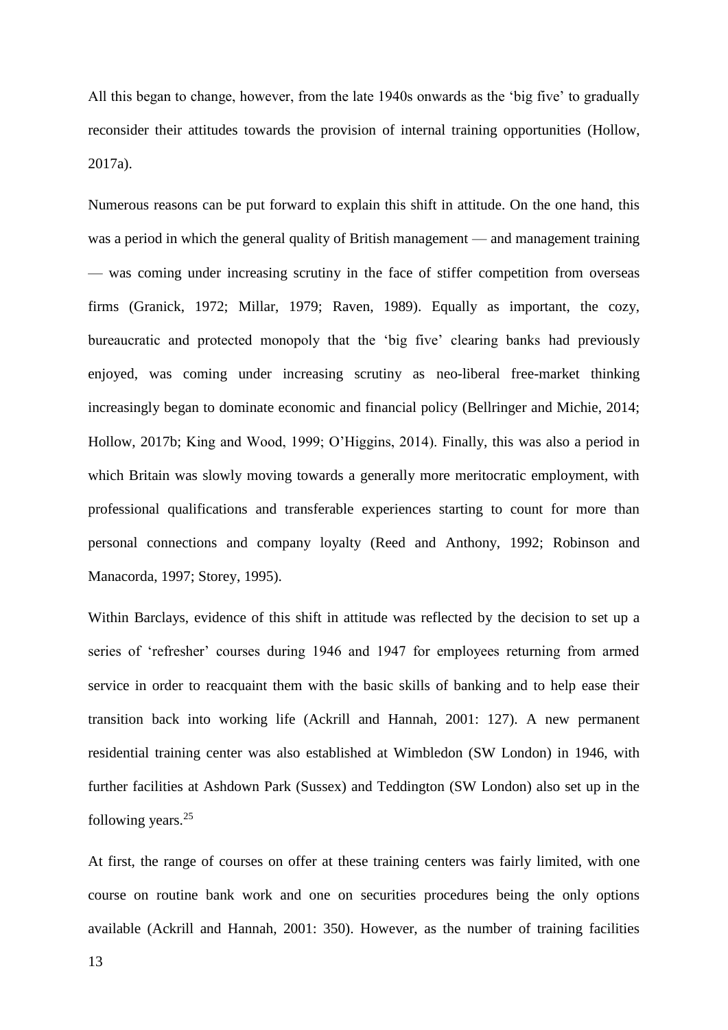All this began to change, however, from the late 1940s onwards as the 'big five' to gradually reconsider their attitudes towards the provision of internal training opportunities (Hollow, 2017a).

Numerous reasons can be put forward to explain this shift in attitude. On the one hand, this was a period in which the general quality of British management — and management training — was coming under increasing scrutiny in the face of stiffer competition from overseas firms (Granick, 1972; Millar, 1979; Raven, 1989). Equally as important, the cozy, bureaucratic and protected monopoly that the 'big five' clearing banks had previously enjoyed, was coming under increasing scrutiny as neo-liberal free-market thinking increasingly began to dominate economic and financial policy (Bellringer and Michie, 2014; Hollow, 2017b; King and Wood, 1999; O'Higgins, 2014). Finally, this was also a period in which Britain was slowly moving towards a generally more meritocratic employment, with professional qualifications and transferable experiences starting to count for more than personal connections and company loyalty (Reed and Anthony, 1992; Robinson and Manacorda, 1997; Storey, 1995).

Within Barclays, evidence of this shift in attitude was reflected by the decision to set up a series of 'refresher' courses during 1946 and 1947 for employees returning from armed service in order to reacquaint them with the basic skills of banking and to help ease their transition back into working life (Ackrill and Hannah, 2001: 127). A new permanent residential training center was also established at Wimbledon (SW London) in 1946, with further facilities at Ashdown Park (Sussex) and Teddington (SW London) also set up in the following years.[25]

At first, the range of courses on offer at these training centers was fairly limited, with one course on routine bank work and one on securities procedures being the only options available (Ackrill and Hannah, 2001: 350). However, as the number of training facilities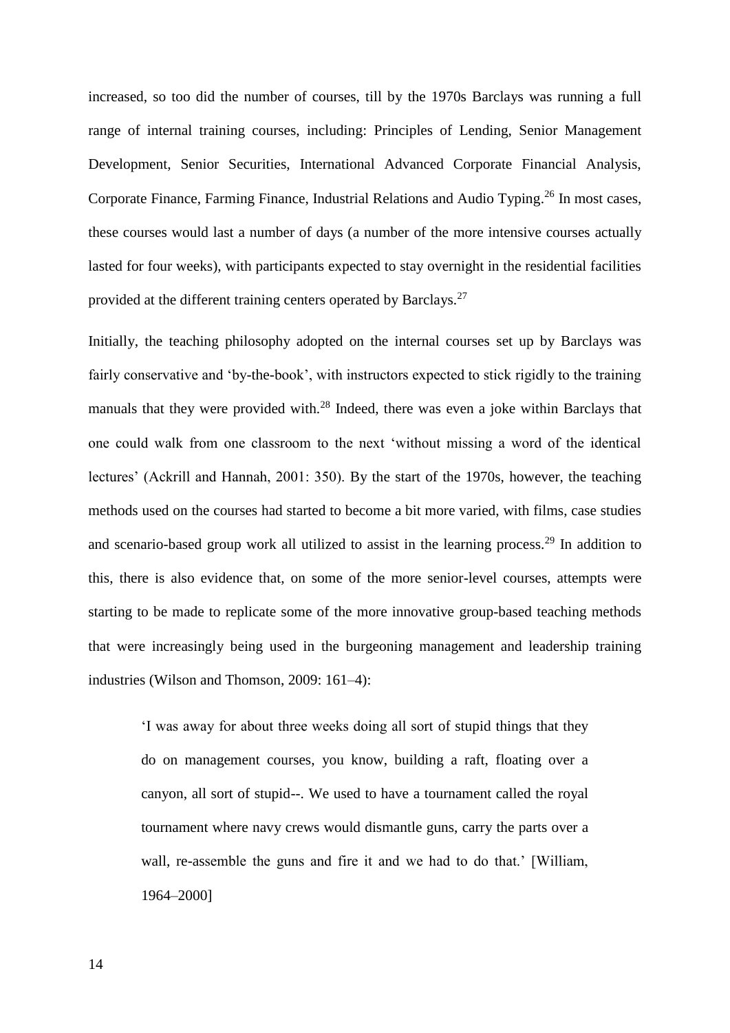increased, so too did the number of courses, till by the 1970s Barclays was running a full range of internal training courses, including: Principles of Lending, Senior Management Development, Senior Securities, International Advanced Corporate Financial Analysis, Corporate Finance, Farming Finance, Industrial Relations and Audio Typing.[26] In most cases, these courses would last a number of days (a number of the more intensive courses actually lasted for four weeks), with participants expected to stay overnight in the residential facilities provided at the different training centers operated by Barclays.[27]

Initially, the teaching philosophy adopted on the internal courses set up by Barclays was fairly conservative and 'by-the-book', with instructors expected to stick rigidly to the training manuals that they were provided with.[28] Indeed, there was even a joke within Barclays that one could walk from one classroom to the next 'without missing a word of the identical lectures' (Ackrill and Hannah, 2001: 350). By the start of the 1970s, however, the teaching methods used on the courses had started to become a bit more varied, with films, case studies and scenario-based group work all utilized to assist in the learning process.[29] In addition to this, there is also evidence that, on some of the more senior-level courses, attempts were starting to be made to replicate some of the more innovative group-based teaching methods that were increasingly being used in the burgeoning management and leadership training industries (Wilson and Thomson, 2009: 161–4):

> 'I was away for about three weeks doing all sort of stupid things that they do on management courses, you know, building a raft, floating over a canyon, all sort of stupid--. We used to have a tournament called the royal tournament where navy crews would dismantle guns, carry the parts over a wall, re-assemble the guns and fire it and we had to do that.' [William, 1964–2000]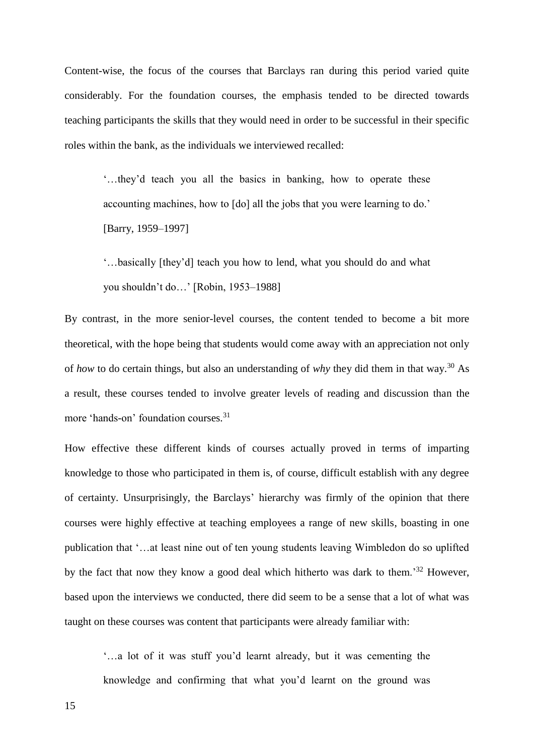Content-wise, the focus of the courses that Barclays ran during this period varied quite considerably. For the foundation courses, the emphasis tended to be directed towards teaching participants the skills that they would need in order to be successful in their specific roles within the bank, as the individuals we interviewed recalled:

> '…they'd teach you all the basics in banking, how to operate these accounting machines, how to [do] all the jobs that you were learning to do.' [Barry, 1959–1997]

> '…basically [they'd] teach you how to lend, what you should do and what you shouldn't do…' [Robin, 1953–1988]

By contrast, in the more senior-level courses, the content tended to become a bit more theoretical, with the hope being that students would come away with an appreciation not only of *how* to do certain things, but also an understanding of *why* they did them in that way.[30] As a result, these courses tended to involve greater levels of reading and discussion than the more 'hands-on' foundation courses.[31]

How effective these different kinds of courses actually proved in terms of imparting knowledge to those who participated in them is, of course, difficult establish with any degree of certainty. Unsurprisingly, the Barclays' hierarchy was firmly of the opinion that there courses were highly effective at teaching employees a range of new skills, boasting in one publication that '…at least nine out of ten young students leaving Wimbledon do so uplifted by the fact that now they know a good deal which hitherto was dark to them.'[32] However, based upon the interviews we conducted, there did seem to be a sense that a lot of what was taught on these courses was content that participants were already familiar with:

> '…a lot of it was stuff you'd learnt already, but it was cementing the knowledge and confirming that what you'd learnt on the ground was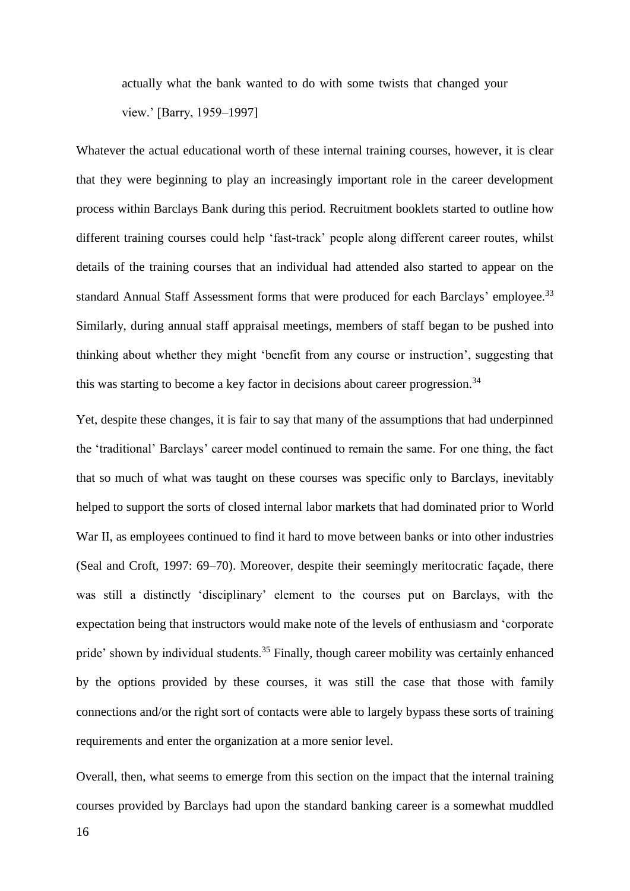actually what the bank wanted to do with some twists that changed your view.' [Barry, 1959–1997]

Whatever the actual educational worth of these internal training courses, however, it is clear that they were beginning to play an increasingly important role in the career development process within Barclays Bank during this period. Recruitment booklets started to outline how different training courses could help 'fast-track' people along different career routes, whilst details of the training courses that an individual had attended also started to appear on the standard Annual Staff Assessment forms that were produced for each Barclays' employee.[33] Similarly, during annual staff appraisal meetings, members of staff began to be pushed into thinking about whether they might 'benefit from any course or instruction', suggesting that this was starting to become a key factor in decisions about career progression.[34]

Yet, despite these changes, it is fair to say that many of the assumptions that had underpinned the 'traditional' Barclays' career model continued to remain the same. For one thing, the fact that so much of what was taught on these courses was specific only to Barclays, inevitably helped to support the sorts of closed internal labor markets that had dominated prior to World War II, as employees continued to find it hard to move between banks or into other industries (Seal and Croft, 1997: 69–70). Moreover, despite their seemingly meritocratic façade, there was still a distinctly 'disciplinary' element to the courses put on Barclays, with the expectation being that instructors would make note of the levels of enthusiasm and 'corporate pride' shown by individual students.[35] Finally, though career mobility was certainly enhanced by the options provided by these courses, it was still the case that those with family connections and/or the right sort of contacts were able to largely bypass these sorts of training requirements and enter the organization at a more senior level.

Overall, then, what seems to emerge from this section on the impact that the internal training courses provided by Barclays had upon the standard banking career is a somewhat muddled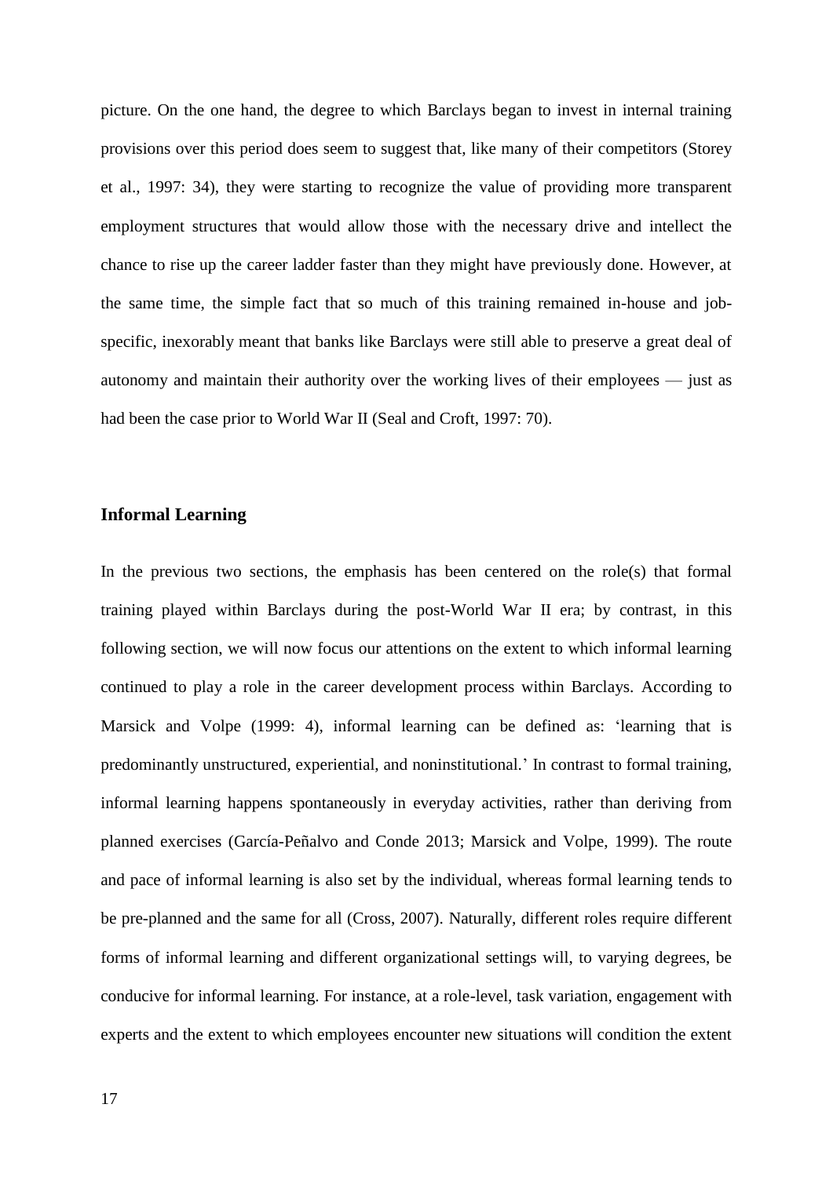picture. On the one hand, the degree to which Barclays began to invest in internal training provisions over this period does seem to suggest that, like many of their competitors (Storey et al., 1997: 34), they were starting to recognize the value of providing more transparent employment structures that would allow those with the necessary drive and intellect the chance to rise up the career ladder faster than they might have previously done. However, at the same time, the simple fact that so much of this training remained in-house and job-specific, inexorably meant that banks like Barclays were still able to preserve a great deal of autonomy and maintain their authority over the working lives of their employees — just as had been the case prior to World War II (Seal and Croft, 1997: 70).

## Informal Learning

In the previous two sections, the emphasis has been centered on the role(s) that formal training played within Barclays during the post-World War II era; by contrast, in this following section, we will now focus our attentions on the extent to which informal learning continued to play a role in the career development process within Barclays. According to Marsick and Volpe (1999: 4), informal learning can be defined as: 'learning that is predominantly unstructured, experiential, and noninstitutional.' In contrast to formal training, informal learning happens spontaneously in everyday activities, rather than deriving from planned exercises (García-Peñalvo and Conde 2013; Marsick and Volpe, 1999). The route and pace of informal learning is also set by the individual, whereas formal learning tends to be pre-planned and the same for all (Cross, 2007). Naturally, different roles require different forms of informal learning and different organizational settings will, to varying degrees, be conducive for informal learning. For instance, at a role-level, task variation, engagement with experts and the extent to which employees encounter new situations will condition the extent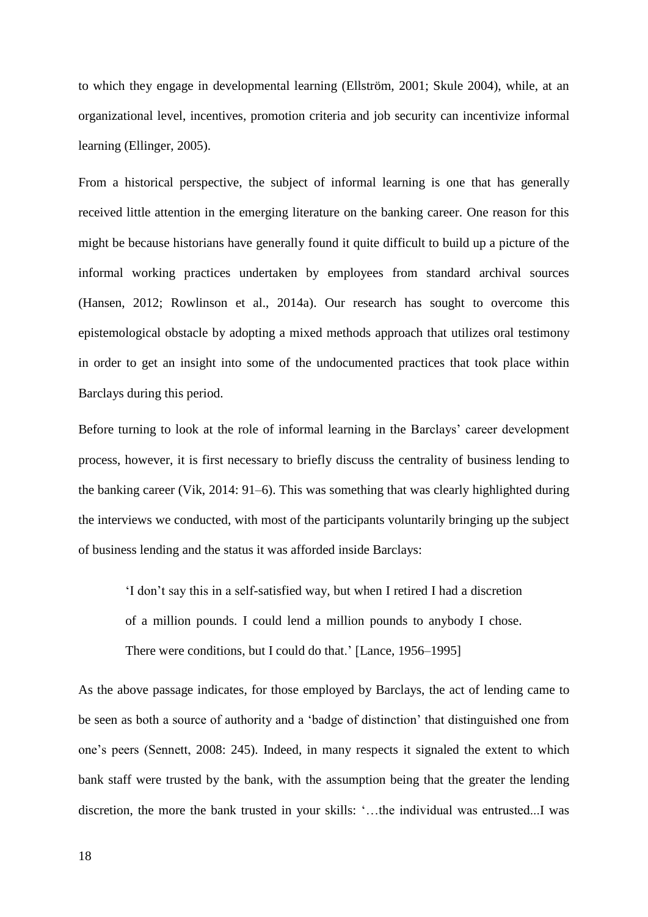to which they engage in developmental learning (Ellström, 2001; Skule 2004), while, at an organizational level, incentives, promotion criteria and job security can incentivize informal learning (Ellinger, 2005).

From a historical perspective, the subject of informal learning is one that has generally received little attention in the emerging literature on the banking career. One reason for this might be because historians have generally found it quite difficult to build up a picture of the informal working practices undertaken by employees from standard archival sources (Hansen, 2012; Rowlinson et al., 2014a). Our research has sought to overcome this epistemological obstacle by adopting a mixed methods approach that utilizes oral testimony in order to get an insight into some of the undocumented practices that took place within Barclays during this period.

Before turning to look at the role of informal learning in the Barclays' career development process, however, it is first necessary to briefly discuss the centrality of business lending to the banking career (Vik, 2014: 91–6). This was something that was clearly highlighted during the interviews we conducted, with most of the participants voluntarily bringing up the subject of business lending and the status it was afforded inside Barclays:

> 'I don't say this in a self-satisfied way, but when I retired I had a discretion of a million pounds. I could lend a million pounds to anybody I chose. There were conditions, but I could do that.' [Lance, 1956–1995]

As the above passage indicates, for those employed by Barclays, the act of lending came to be seen as both a source of authority and a 'badge of distinction' that distinguished one from one's peers (Sennett, 2008: 245). Indeed, in many respects it signaled the extent to which bank staff were trusted by the bank, with the assumption being that the greater the lending discretion, the more the bank trusted in your skills: '…the individual was entrusted...I was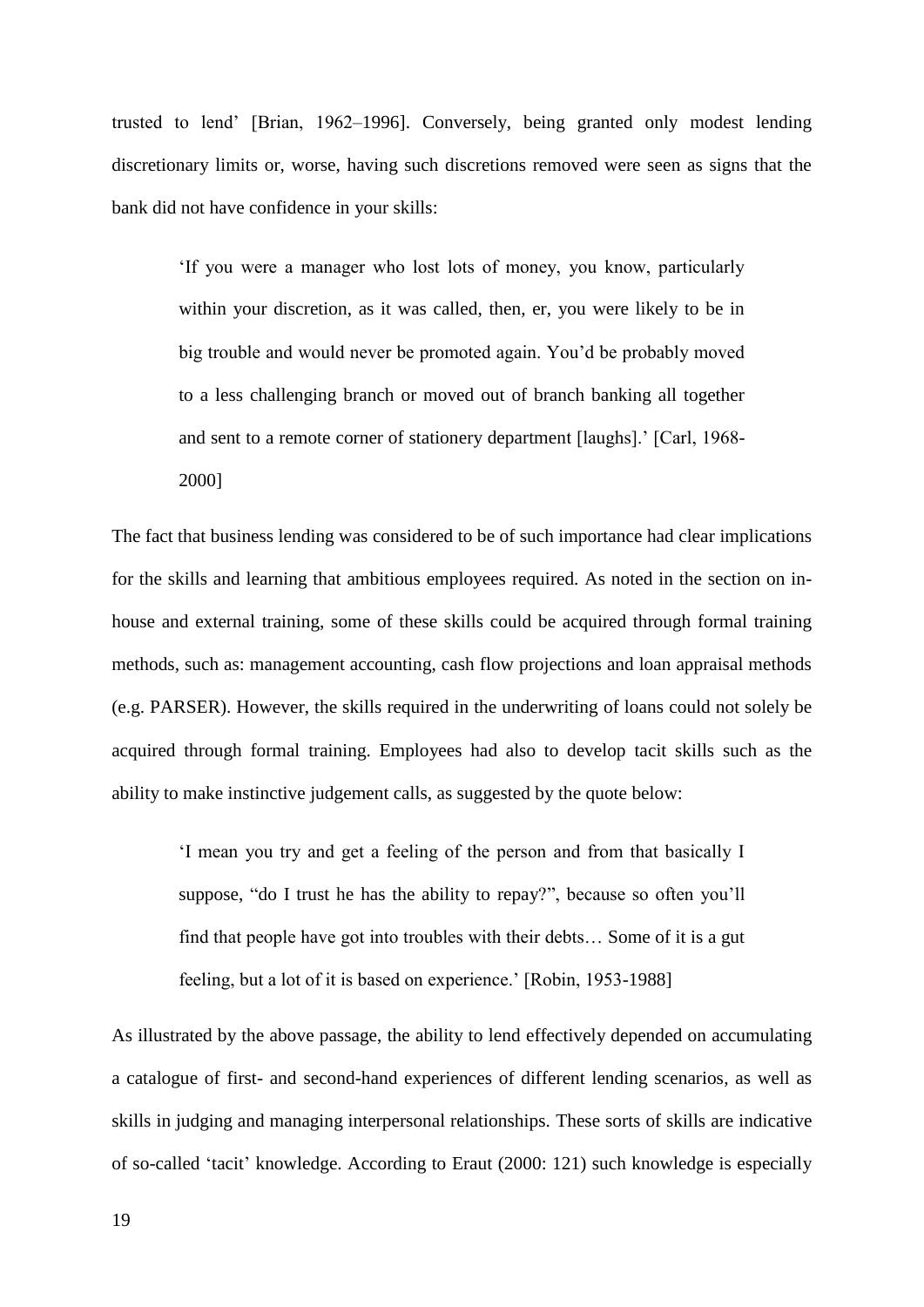trusted to lend' [Brian, 1962–1996]. Conversely, being granted only modest lending discretionary limits or, worse, having such discretions removed were seen as signs that the bank did not have confidence in your skills:

> 'If you were a manager who lost lots of money, you know, particularly within your discretion, as it was called, then, er, you were likely to be in big trouble and would never be promoted again. You'd be probably moved to a less challenging branch or moved out of branch banking all together and sent to a remote corner of stationery department [laughs].' [Carl, 1968-2000]

The fact that business lending was considered to be of such importance had clear implications for the skills and learning that ambitious employees required. As noted in the section on in-house and external training, some of these skills could be acquired through formal training methods, such as: management accounting, cash flow projections and loan appraisal methods (e.g. PARSER). However, the skills required in the underwriting of loans could not solely be acquired through formal training. Employees had also to develop tacit skills such as the ability to make instinctive judgement calls, as suggested by the quote below:

> 'I mean you try and get a feeling of the person and from that basically I suppose, "do I trust he has the ability to repay?", because so often you'll find that people have got into troubles with their debts… Some of it is a gut feeling, but a lot of it is based on experience.' [Robin, 1953-1988]

As illustrated by the above passage, the ability to lend effectively depended on accumulating a catalogue of first- and second-hand experiences of different lending scenarios, as well as skills in judging and managing interpersonal relationships. These sorts of skills are indicative of so-called 'tacit' knowledge. According to Eraut (2000: 121) such knowledge is especially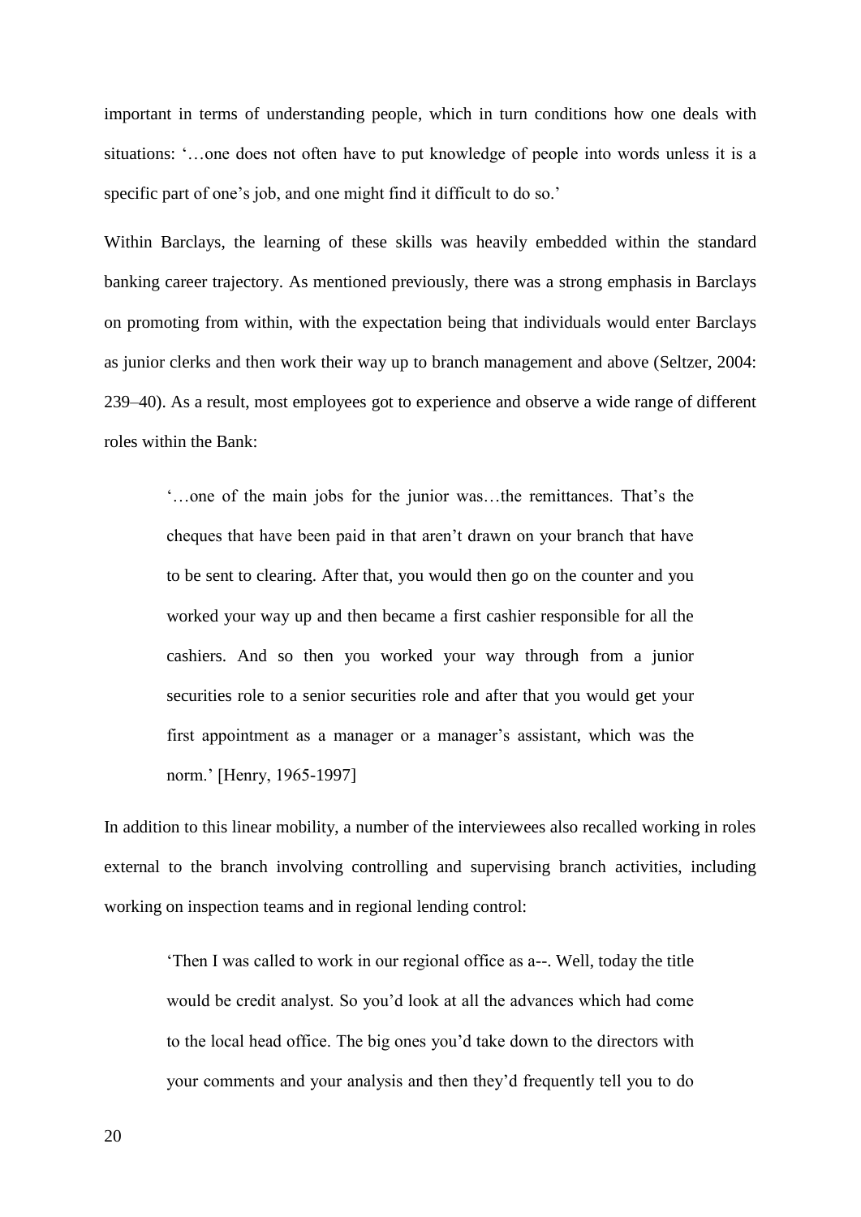important in terms of understanding people, which in turn conditions how one deals with situations: '…one does not often have to put knowledge of people into words unless it is a specific part of one's job, and one might find it difficult to do so.'

Within Barclays, the learning of these skills was heavily embedded within the standard banking career trajectory. As mentioned previously, there was a strong emphasis in Barclays on promoting from within, with the expectation being that individuals would enter Barclays as junior clerks and then work their way up to branch management and above (Seltzer, 2004: 239–40). As a result, most employees got to experience and observe a wide range of different roles within the Bank:

> '…one of the main jobs for the junior was…the remittances. That's the cheques that have been paid in that aren't drawn on your branch that have to be sent to clearing. After that, you would then go on the counter and you worked your way up and then became a first cashier responsible for all the cashiers. And so then you worked your way through from a junior securities role to a senior securities role and after that you would get your first appointment as a manager or a manager's assistant, which was the norm.' [Henry, 1965-1997]

In addition to this linear mobility, a number of the interviewees also recalled working in roles external to the branch involving controlling and supervising branch activities, including working on inspection teams and in regional lending control:

> 'Then I was called to work in our regional office as a--. Well, today the title would be credit analyst. So you'd look at all the advances which had come to the local head office. The big ones you'd take down to the directors with your comments and your analysis and then they'd frequently tell you to do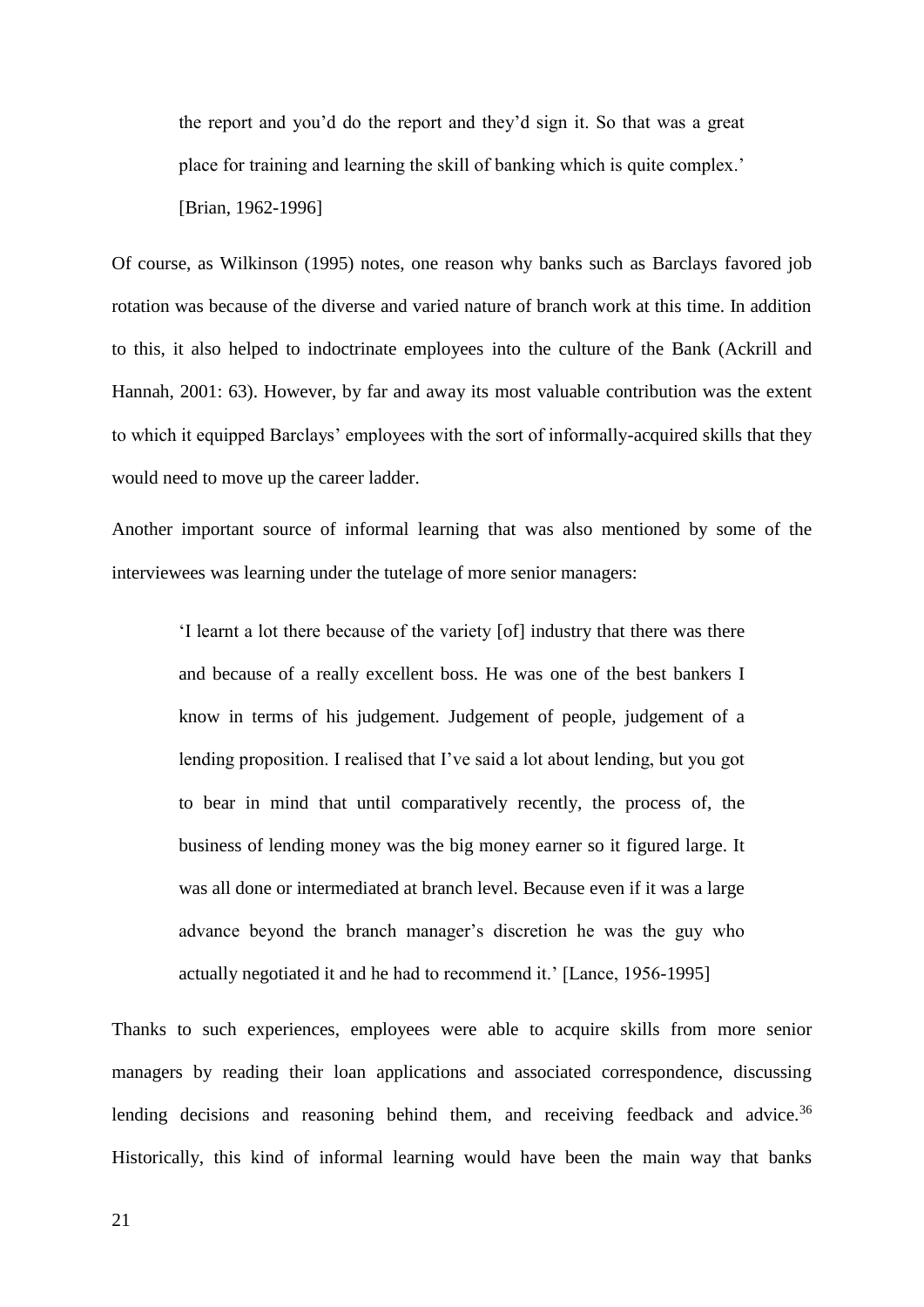> the report and you'd do the report and they'd sign it. So that was a great place for training and learning the skill of banking which is quite complex.' [Brian, 1962-1996]

Of course, as Wilkinson (1995) notes, one reason why banks such as Barclays favored job rotation was because of the diverse and varied nature of branch work at this time. In addition to this, it also helped to indoctrinate employees into the culture of the Bank (Ackrill and Hannah, 2001: 63). However, by far and away its most valuable contribution was the extent to which it equipped Barclays' employees with the sort of informally-acquired skills that they would need to move up the career ladder.

Another important source of informal learning that was also mentioned by some of the interviewees was learning under the tutelage of more senior managers:

> 'I learnt a lot there because of the variety [of] industry that there was there and because of a really excellent boss. He was one of the best bankers I know in terms of his judgement. Judgement of people, judgement of a lending proposition. I realised that I've said a lot about lending, but you got to bear in mind that until comparatively recently, the process of, the business of lending money was the big money earner so it figured large. It was all done or intermediated at branch level. Because even if it was a large advance beyond the branch manager's discretion he was the guy who actually negotiated it and he had to recommend it.' [Lance, 1956-1995]

Thanks to such experiences, employees were able to acquire skills from more senior managers by reading their loan applications and associated correspondence, discussing lending decisions and reasoning behind them, and receiving feedback and advice.[36] Historically, this kind of informal learning would have been the main way that banks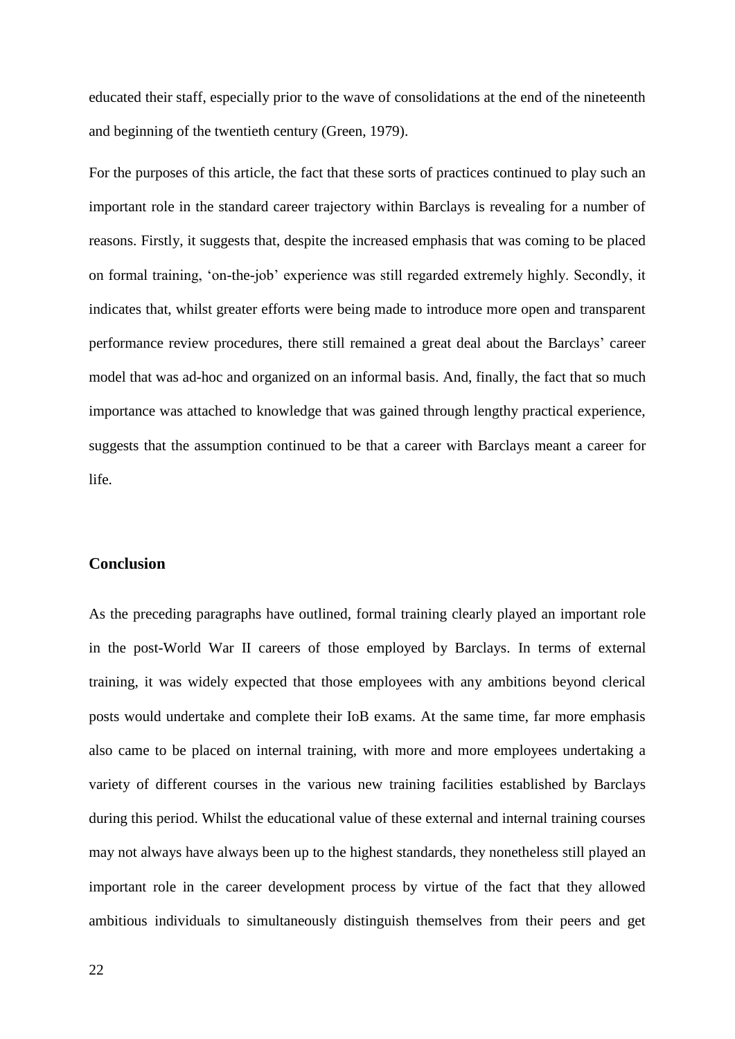educated their staff, especially prior to the wave of consolidations at the end of the nineteenth and beginning of the twentieth century (Green, 1979).

For the purposes of this article, the fact that these sorts of practices continued to play such an important role in the standard career trajectory within Barclays is revealing for a number of reasons. Firstly, it suggests that, despite the increased emphasis that was coming to be placed on formal training, 'on-the-job' experience was still regarded extremely highly. Secondly, it indicates that, whilst greater efforts were being made to introduce more open and transparent performance review procedures, there still remained a great deal about the Barclays' career model that was ad-hoc and organized on an informal basis. And, finally, the fact that so much importance was attached to knowledge that was gained through lengthy practical experience, suggests that the assumption continued to be that a career with Barclays meant a career for life.

## Conclusion

As the preceding paragraphs have outlined, formal training clearly played an important role in the post-World War II careers of those employed by Barclays. In terms of external training, it was widely expected that those employees with any ambitions beyond clerical posts would undertake and complete their IoB exams. At the same time, far more emphasis also came to be placed on internal training, with more and more employees undertaking a variety of different courses in the various new training facilities established by Barclays during this period. Whilst the educational value of these external and internal training courses may not always have always been up to the highest standards, they nonetheless still played an important role in the career development process by virtue of the fact that they allowed ambitious individuals to simultaneously distinguish themselves from their peers and get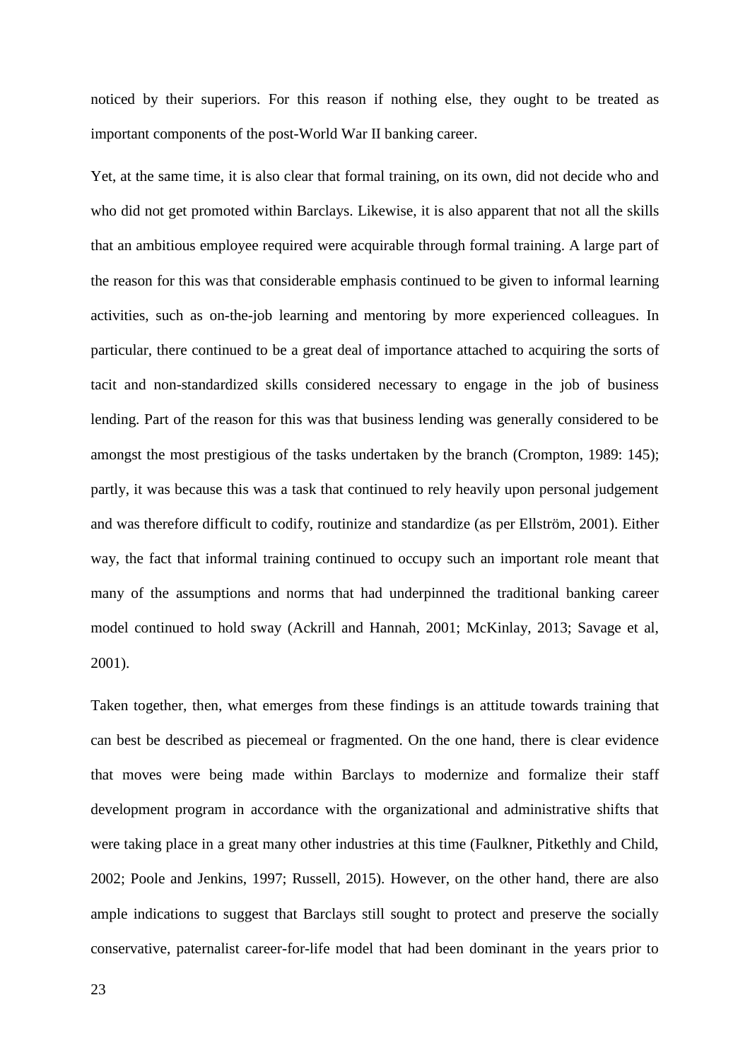noticed by their superiors. For this reason if nothing else, they ought to be treated as important components of the post-World War II banking career.

Yet, at the same time, it is also clear that formal training, on its own, did not decide who and who did not get promoted within Barclays. Likewise, it is also apparent that not all the skills that an ambitious employee required were acquirable through formal training. A large part of the reason for this was that considerable emphasis continued to be given to informal learning activities, such as on-the-job learning and mentoring by more experienced colleagues. In particular, there continued to be a great deal of importance attached to acquiring the sorts of tacit and non-standardized skills considered necessary to engage in the job of business lending. Part of the reason for this was that business lending was generally considered to be amongst the most prestigious of the tasks undertaken by the branch (Crompton, 1989: 145); partly, it was because this was a task that continued to rely heavily upon personal judgement and was therefore difficult to codify, routinize and standardize (as per Ellström, 2001). Either way, the fact that informal training continued to occupy such an important role meant that many of the assumptions and norms that had underpinned the traditional banking career model continued to hold sway (Ackrill and Hannah, 2001; McKinlay, 2013; Savage et al, 2001).

Taken together, then, what emerges from these findings is an attitude towards training that can best be described as piecemeal or fragmented. On the one hand, there is clear evidence that moves were being made within Barclays to modernize and formalize their staff development program in accordance with the organizational and administrative shifts that were taking place in a great many other industries at this time (Faulkner, Pitkethly and Child, 2002; Poole and Jenkins, 1997; Russell, 2015). However, on the other hand, there are also ample indications to suggest that Barclays still sought to protect and preserve the socially conservative, paternalist career-for-life model that had been dominant in the years prior to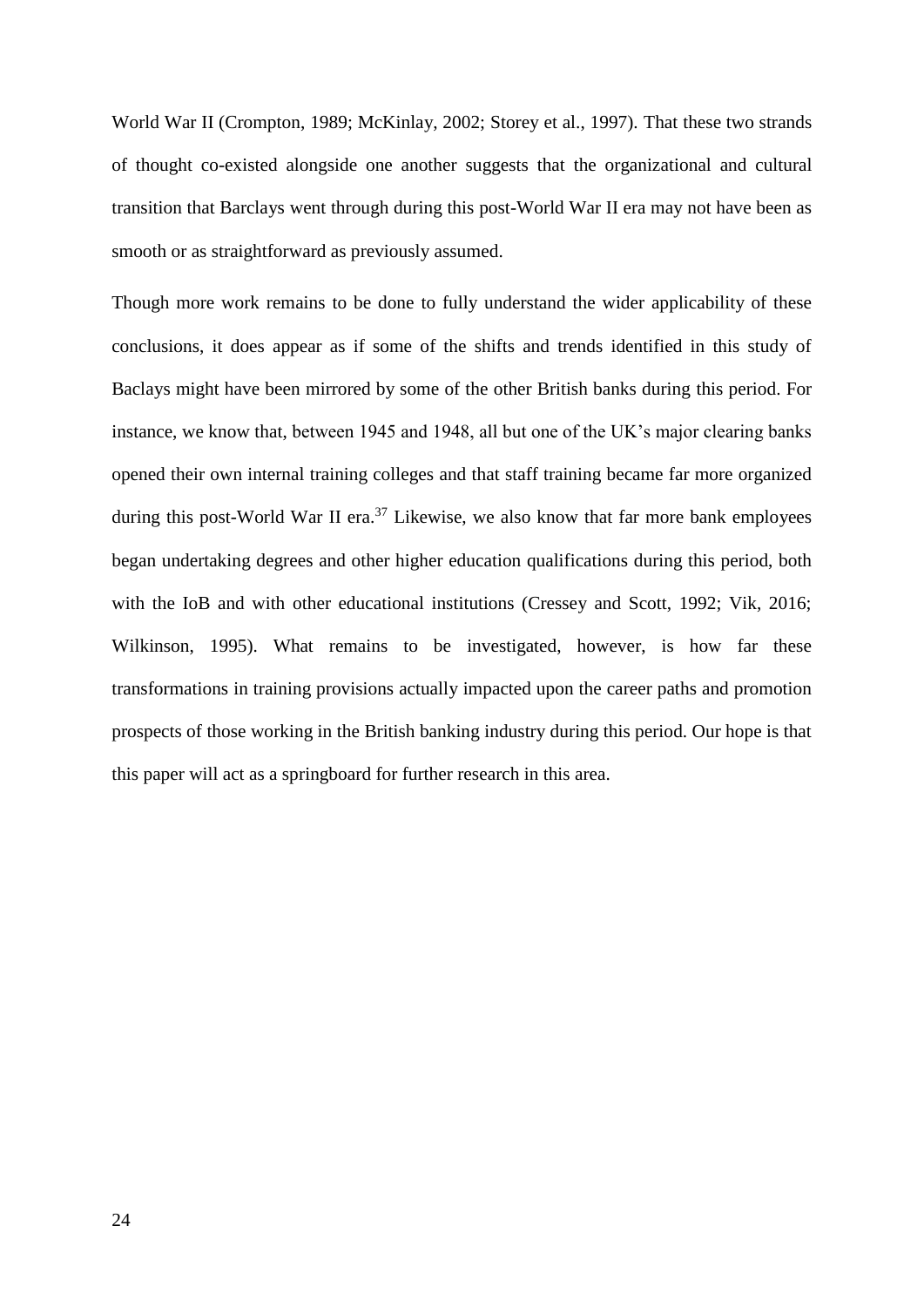World War II (Crompton, 1989; McKinlay, 2002; Storey et al., 1997). That these two strands of thought co-existed alongside one another suggests that the organizational and cultural transition that Barclays went through during this post-World War II era may not have been as smooth or as straightforward as previously assumed.

Though more work remains to be done to fully understand the wider applicability of these conclusions, it does appear as if some of the shifts and trends identified in this study of Baclays might have been mirrored by some of the other British banks during this period. For instance, we know that, between 1945 and 1948, all but one of the UK's major clearing banks opened their own internal training colleges and that staff training became far more organized during this post-World War II era.[37] Likewise, we also know that far more bank employees began undertaking degrees and other higher education qualifications during this period, both with the IoB and with other educational institutions (Cressey and Scott, 1992; Vik, 2016; Wilkinson, 1995). What remains to be investigated, however, is how far these transformations in training provisions actually impacted upon the career paths and promotion prospects of those working in the British banking industry during this period. Our hope is that this paper will act as a springboard for further research in this area.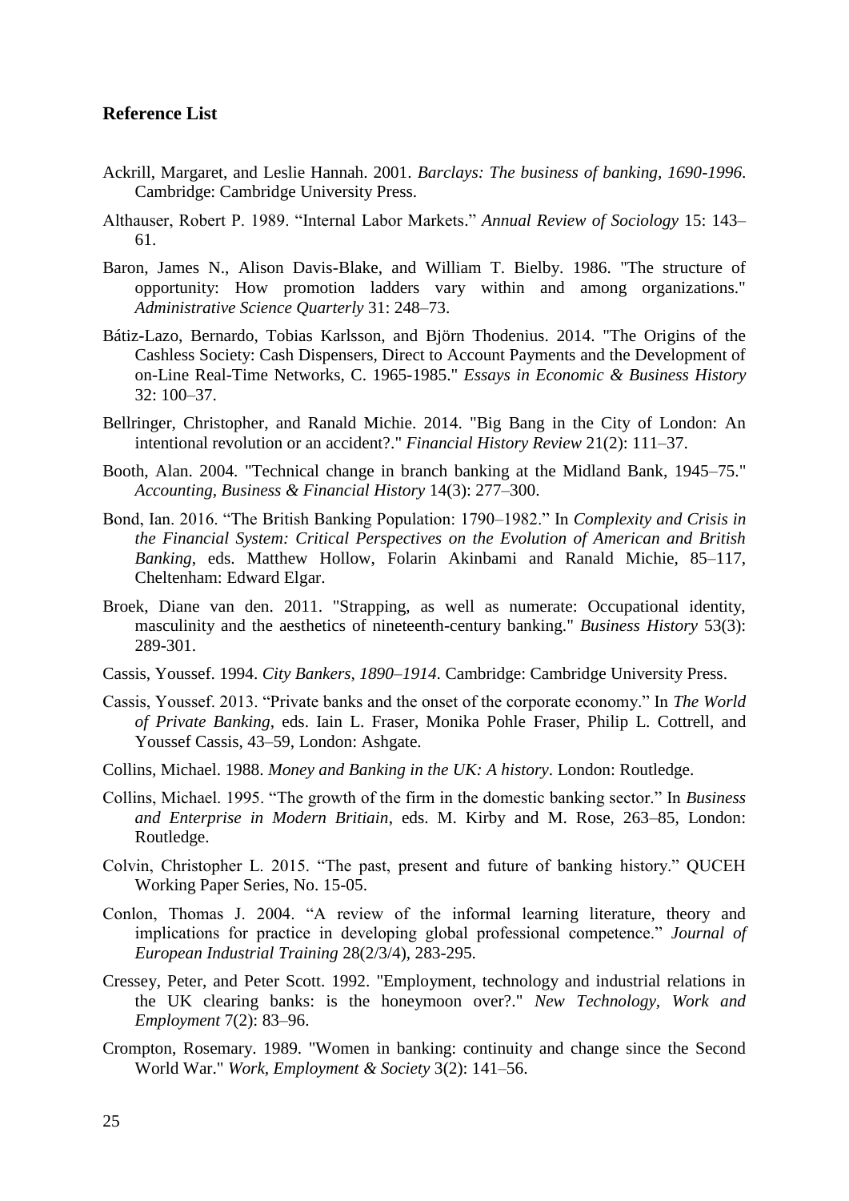## Reference List

Ackrill, Margaret, and Leslie Hannah. 2001. *Barclays: The business of banking, 1690-1996*. Cambridge: Cambridge University Press.

Althauser, Robert P. 1989. "Internal Labor Markets." *Annual Review of Sociology* 15: 143–61.

Baron, James N., Alison Davis-Blake, and William T. Bielby. 1986. "The structure of opportunity: How promotion ladders vary within and among organizations." *Administrative Science Quarterly* 31: 248–73.

Bátiz-Lazo, Bernardo, Tobias Karlsson, and Björn Thodenius. 2014. "The Origins of the Cashless Society: Cash Dispensers, Direct to Account Payments and the Development of on-Line Real-Time Networks, C. 1965-1985." *Essays in Economic & Business History* 32: 100–37.

Bellringer, Christopher, and Ranald Michie. 2014. "Big Bang in the City of London: An intentional revolution or an accident?." *Financial History Review* 21(2): 111–37.

Booth, Alan. 2004. "Technical change in branch banking at the Midland Bank, 1945–75." *Accounting, Business & Financial History* 14(3): 277–300.

Bond, Ian. 2016. "The British Banking Population: 1790–1982." In *Complexity and Crisis in the Financial System: Critical Perspectives on the Evolution of American and British Banking*, eds. Matthew Hollow, Folarin Akinbami and Ranald Michie, 85–117, Cheltenham: Edward Elgar.

Broek, Diane van den. 2011. "Strapping, as well as numerate: Occupational identity, masculinity and the aesthetics of nineteenth-century banking." *Business History* 53(3): 289-301.

Cassis, Youssef. 1994. *City Bankers, 1890–1914*. Cambridge: Cambridge University Press.

Cassis, Youssef. 2013. "Private banks and the onset of the corporate economy." In *The World of Private Banking*, eds. Iain L. Fraser, Monika Pohle Fraser, Philip L. Cottrell, and Youssef Cassis, 43–59, London: Ashgate.

Collins, Michael. 1988. *Money and Banking in the UK: A history*. London: Routledge.

Collins, Michael. 1995. "The growth of the firm in the domestic banking sector." In *Business and Enterprise in Modern Britiain*, eds. M. Kirby and M. Rose, 263–85, London: Routledge.

Colvin, Christopher L. 2015. "The past, present and future of banking history." QUCEH Working Paper Series, No. 15-05.

Conlon, Thomas J. 2004. "A review of the informal learning literature, theory and implications for practice in developing global professional competence." *Journal of European Industrial Training* 28(2/3/4), 283-295.

Cressey, Peter, and Peter Scott. 1992. "Employment, technology and industrial relations in the UK clearing banks: is the honeymoon over?." *New Technology, Work and Employment* 7(2): 83–96.

Crompton, Rosemary. 1989. "Women in banking: continuity and change since the Second World War." *Work, Employment & Society* 3(2): 141–56.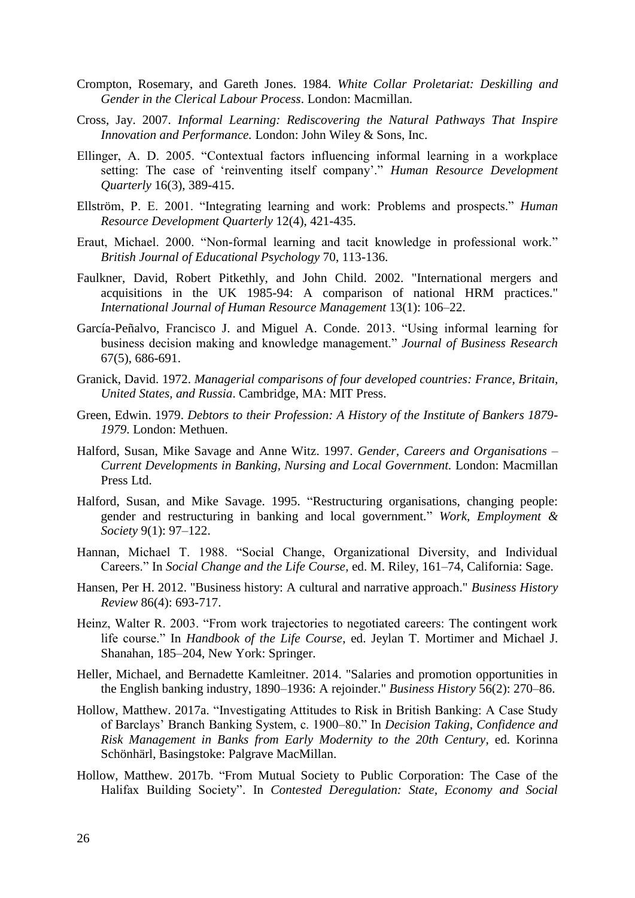Crompton, Rosemary, and Gareth Jones. 1984. *White Collar Proletariat: Deskilling and Gender in the Clerical Labour Process*. London: Macmillan.

Cross, Jay. 2007. *Informal Learning: Rediscovering the Natural Pathways That Inspire Innovation and Performance.* London: John Wiley & Sons, Inc.

Ellinger, A. D. 2005. "Contextual factors influencing informal learning in a workplace setting: The case of 'reinventing itself company'." *Human Resource Development Quarterly* 16(3), 389-415.

Ellström, P. E. 2001. "Integrating learning and work: Problems and prospects." *Human Resource Development Quarterly* 12(4), 421-435.

Eraut, Michael. 2000. "Non-formal learning and tacit knowledge in professional work." *British Journal of Educational Psychology* 70, 113-136.

Faulkner, David, Robert Pitkethly, and John Child. 2002. "International mergers and acquisitions in the UK 1985-94: A comparison of national HRM practices." *International Journal of Human Resource Management* 13(1): 106–22.

García-Peñalvo, Francisco J. and Miguel A. Conde. 2013. "Using informal learning for business decision making and knowledge management." *Journal of Business Research* 67(5), 686-691.

Granick, David. 1972. *Managerial comparisons of four developed countries: France, Britain, United States, and Russia*. Cambridge, MA: MIT Press.

Green, Edwin. 1979. *Debtors to their Profession: A History of the Institute of Bankers 1879-1979.* London: Methuen.

Halford, Susan, Mike Savage and Anne Witz. 1997. *Gender, Careers and Organisations – Current Developments in Banking, Nursing and Local Government.* London: Macmillan Press Ltd.

Halford, Susan, and Mike Savage. 1995. "Restructuring organisations, changing people: gender and restructuring in banking and local government." *Work, Employment & Society* 9(1): 97–122.

Hannan, Michael T. 1988. "Social Change, Organizational Diversity, and Individual Careers." In *Social Change and the Life Course*, ed. M. Riley, 161–74, California: Sage.

Hansen, Per H. 2012. "Business history: A cultural and narrative approach." *Business History Review* 86(4): 693-717.

Heinz, Walter R. 2003. "From work trajectories to negotiated careers: The contingent work life course." In *Handbook of the Life Course*, ed. Jeylan T. Mortimer and Michael J. Shanahan, 185–204, New York: Springer.

Heller, Michael, and Bernadette Kamleitner. 2014. "Salaries and promotion opportunities in the English banking industry, 1890–1936: A rejoinder." *Business History* 56(2): 270–86.

Hollow, Matthew. 2017a. "Investigating Attitudes to Risk in British Banking: A Case Study of Barclays' Branch Banking System, c. 1900–80." In *Decision Taking, Confidence and Risk Management in Banks from Early Modernity to the 20th Century*, ed. Korinna Schönhärl, Basingstoke: Palgrave MacMillan.

Hollow, Matthew. 2017b. "From Mutual Society to Public Corporation: The Case of the Halifax Building Society". In *Contested Deregulation: State, Economy and Social*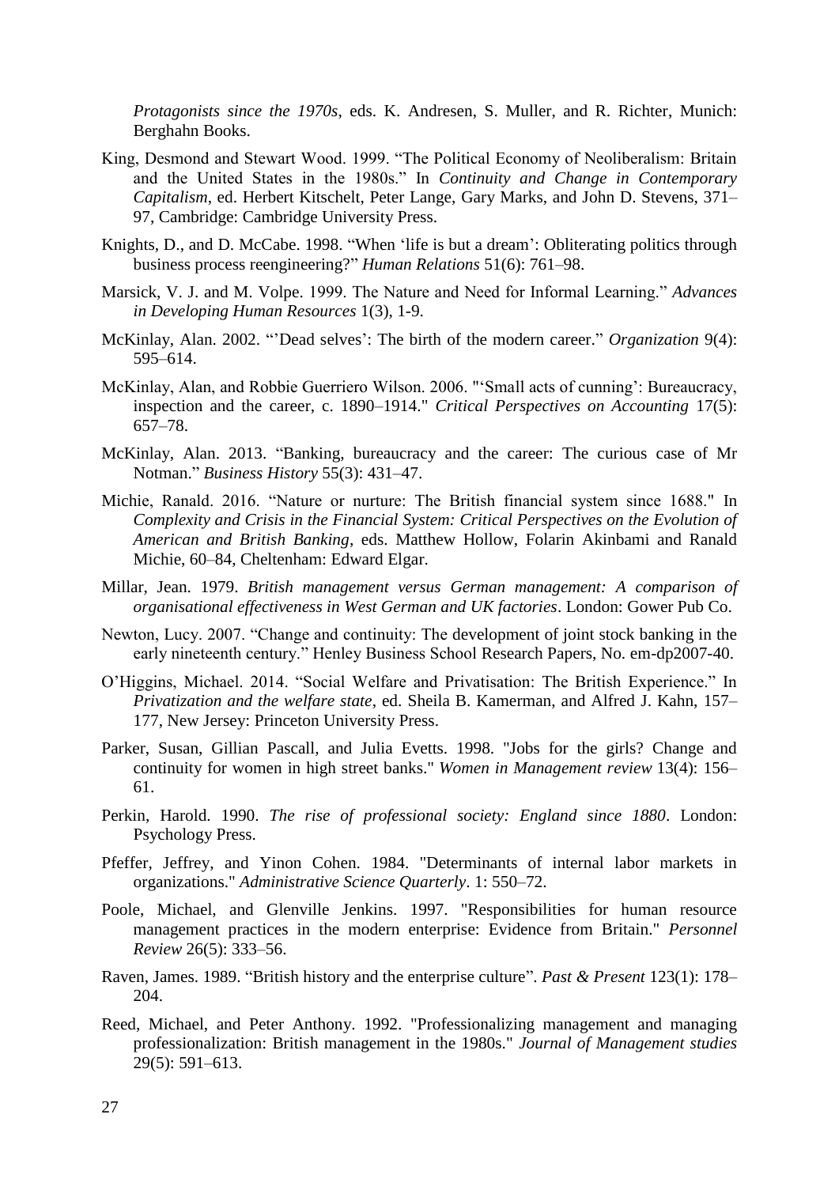*Protagonists since the 1970s*, eds. K. Andresen, S. Muller, and R. Richter, Munich: Berghahn Books.

King, Desmond and Stewart Wood. 1999. "The Political Economy of Neoliberalism: Britain and the United States in the 1980s." In *Continuity and Change in Contemporary Capitalism*, ed. Herbert Kitschelt, Peter Lange, Gary Marks, and John D. Stevens, 371–97, Cambridge: Cambridge University Press.

Knights, D., and D. McCabe. 1998. "When 'life is but a dream': Obliterating politics through business process reengineering?" *Human Relations* 51(6): 761–98.

Marsick, V. J. and M. Volpe. 1999. The Nature and Need for Informal Learning." *Advances in Developing Human Resources* 1(3), 1-9.

McKinlay, Alan. 2002. "'Dead selves': The birth of the modern career." *Organization* 9(4): 595–614.

McKinlay, Alan, and Robbie Guerriero Wilson. 2006. "'Small acts of cunning': Bureaucracy, inspection and the career, c. 1890–1914." *Critical Perspectives on Accounting* 17(5): 657–78.

McKinlay, Alan. 2013. "Banking, bureaucracy and the career: The curious case of Mr Notman." *Business History* 55(3): 431–47.

Michie, Ranald. 2016. "Nature or nurture: The British financial system since 1688." In *Complexity and Crisis in the Financial System: Critical Perspectives on the Evolution of American and British Banking*, eds. Matthew Hollow, Folarin Akinbami and Ranald Michie, 60–84, Cheltenham: Edward Elgar.

Millar, Jean. 1979. *British management versus German management: A comparison of organisational effectiveness in West German and UK factories*. London: Gower Pub Co.

Newton, Lucy. 2007. "Change and continuity: The development of joint stock banking in the early nineteenth century." Henley Business School Research Papers, No. em-dp2007-40.

O'Higgins, Michael. 2014. "Social Welfare and Privatisation: The British Experience." In *Privatization and the welfare state*, ed. Sheila B. Kamerman, and Alfred J. Kahn, 157–177, New Jersey: Princeton University Press.

Parker, Susan, Gillian Pascall, and Julia Evetts. 1998. "Jobs for the girls? Change and continuity for women in high street banks." *Women in Management review* 13(4): 156–61.

Perkin, Harold. 1990. *The rise of professional society: England since 1880*. London: Psychology Press.

Pfeffer, Jeffrey, and Yinon Cohen. 1984. "Determinants of internal labor markets in organizations." *Administrative Science Quarterly*. 1: 550–72.

Poole, Michael, and Glenville Jenkins. 1997. "Responsibilities for human resource management practices in the modern enterprise: Evidence from Britain." *Personnel Review* 26(5): 333–56.

Raven, James. 1989. "British history and the enterprise culture". *Past & Present* 123(1): 178–204.

Reed, Michael, and Peter Anthony. 1992. "Professionalizing management and managing professionalization: British management in the 1980s." *Journal of Management studies* 29(5): 591–613.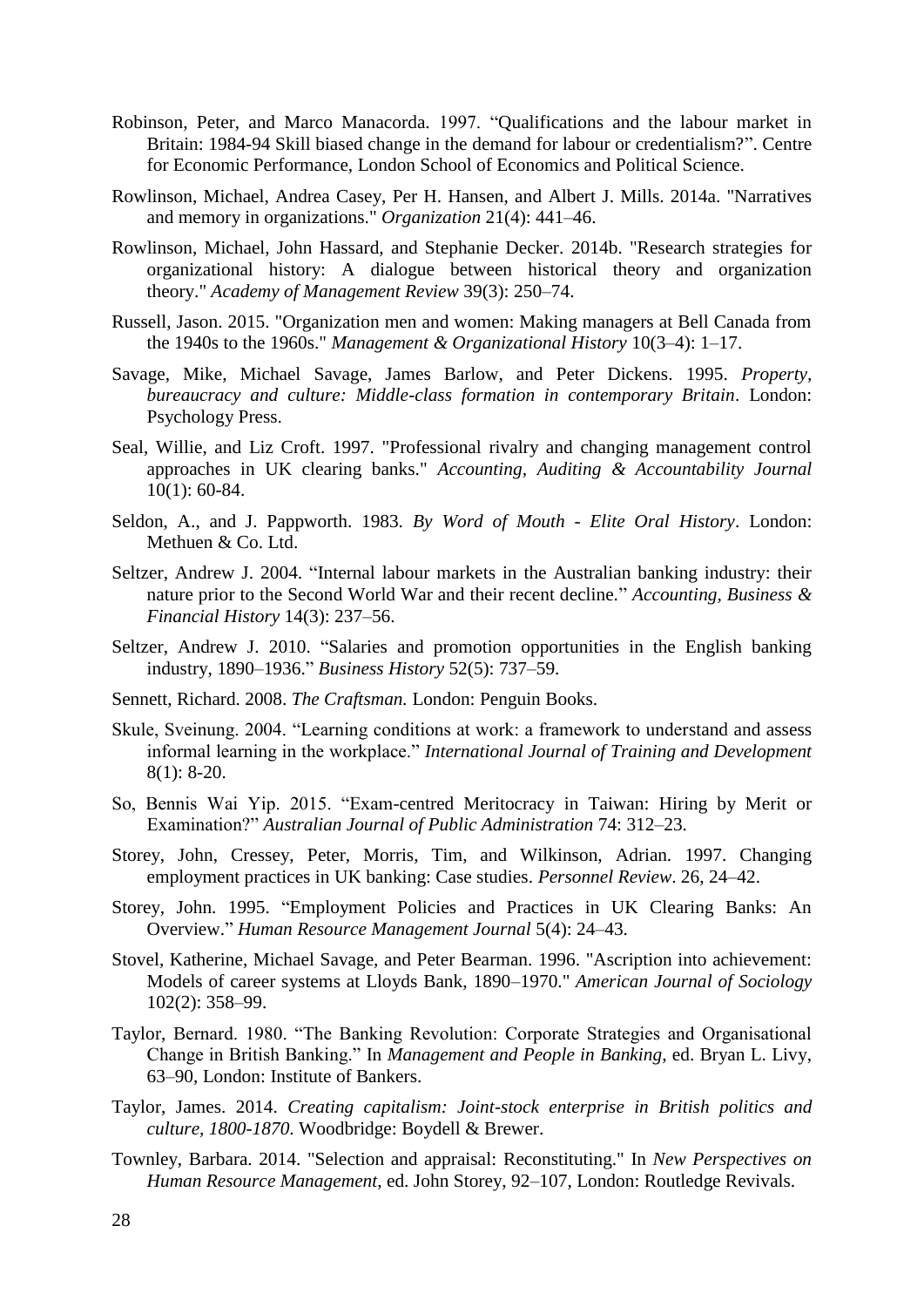Robinson, Peter, and Marco Manacorda. 1997. “Qualifications and the labour market in Britain: 1984-94 Skill biased change in the demand for labour or credentialism?”. Centre for Economic Performance, London School of Economics and Political Science.

Rowlinson, Michael, Andrea Casey, Per H. Hansen, and Albert J. Mills. 2014a. "Narratives and memory in organizations." *Organization* 21(4): 441–46.

Rowlinson, Michael, John Hassard, and Stephanie Decker. 2014b. "Research strategies for organizational history: A dialogue between historical theory and organization theory." *Academy of Management Review* 39(3): 250–74.

Russell, Jason. 2015. "Organization men and women: Making managers at Bell Canada from the 1940s to the 1960s." *Management & Organizational History* 10(3–4): 1–17.

Savage, Mike, Michael Savage, James Barlow, and Peter Dickens. 1995. *Property, bureaucracy and culture: Middle-class formation in contemporary Britain*. London: Psychology Press.

Seal, Willie, and Liz Croft. 1997. "Professional rivalry and changing management control approaches in UK clearing banks." *Accounting, Auditing & Accountability Journal* 10(1): 60-84.

Seldon, A., and J. Pappworth. 1983. *By Word of Mouth - Elite Oral History*. London: Methuen & Co. Ltd.

Seltzer, Andrew J. 2004. “Internal labour markets in the Australian banking industry: their nature prior to the Second World War and their recent decline.” *Accounting, Business & Financial History* 14(3): 237–56.

Seltzer, Andrew J. 2010. “Salaries and promotion opportunities in the English banking industry, 1890–1936.” *Business History* 52(5): 737–59.

Sennett, Richard. 2008. *The Craftsman.* London: Penguin Books.

Skule, Sveinung. 2004. “Learning conditions at work: a framework to understand and assess informal learning in the workplace.” *International Journal of Training and Development* 8(1): 8-20.

So, Bennis Wai Yip. 2015. “Exam-centred Meritocracy in Taiwan: Hiring by Merit or Examination?” *Australian Journal of Public Administration* 74: 312–23.

Storey, John, Cressey, Peter, Morris, Tim, and Wilkinson, Adrian. 1997. Changing employment practices in UK banking: Case studies. *Personnel Review*. 26, 24–42.

Storey, John. 1995. “Employment Policies and Practices in UK Clearing Banks: An Overview.” *Human Resource Management Journal* 5(4): 24–43.

Stovel, Katherine, Michael Savage, and Peter Bearman. 1996. "Ascription into achievement: Models of career systems at Lloyds Bank, 1890–1970." *American Journal of Sociology* 102(2): 358–99.

Taylor, Bernard. 1980. “The Banking Revolution: Corporate Strategies and Organisational Change in British Banking.” In *Management and People in Banking*, ed. Bryan L. Livy, 63–90, London: Institute of Bankers.

Taylor, James. 2014. *Creating capitalism: Joint-stock enterprise in British politics and culture, 1800-1870*. Woodbridge: Boydell & Brewer.

Townley, Barbara. 2014. "Selection and appraisal: Reconstituting." In *New Perspectives on Human Resource Management*, ed. John Storey, 92–107, London: Routledge Revivals.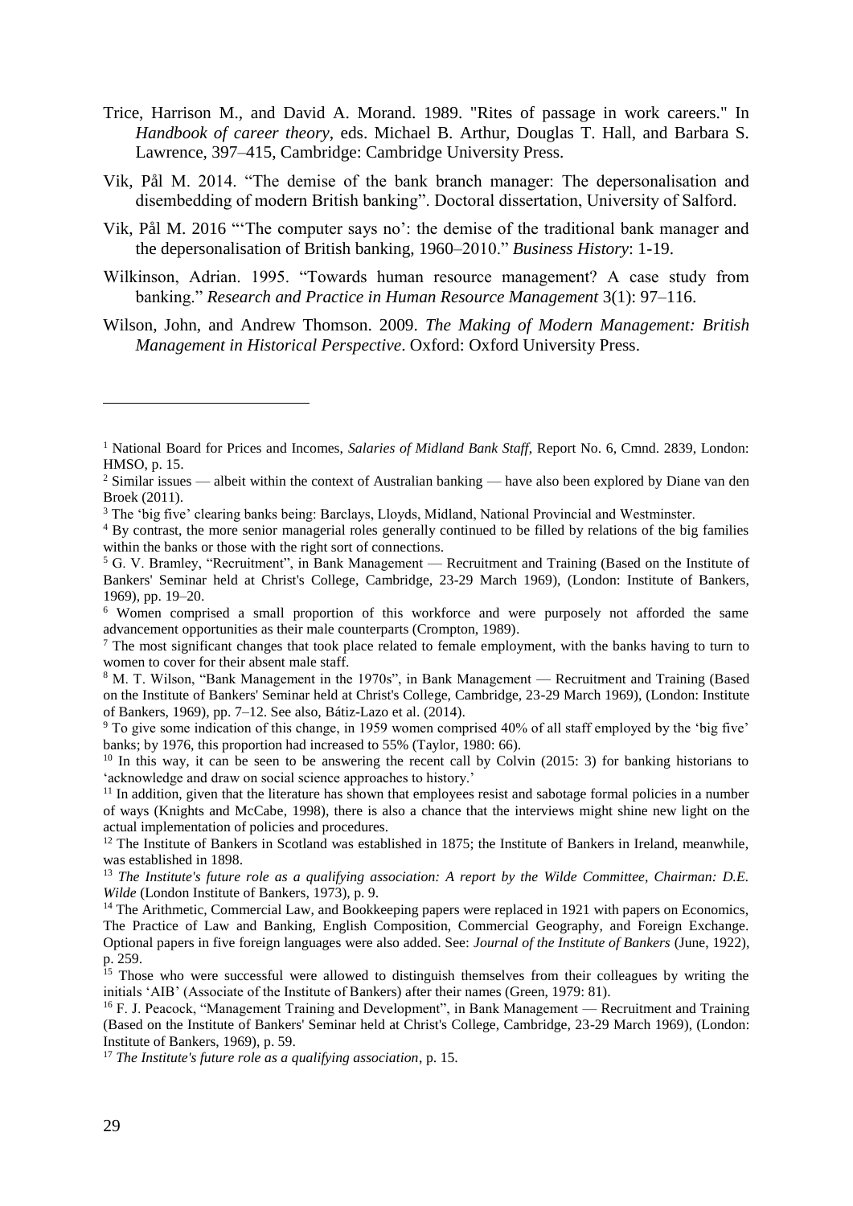Trice, Harrison M., and David A. Morand. 1989. "Rites of passage in work careers." In *Handbook of career theory*, eds. Michael B. Arthur, Douglas T. Hall, and Barbara S. Lawrence, 397–415, Cambridge: Cambridge University Press.

Vik, Pål M. 2014. "The demise of the bank branch manager: The depersonalisation and disembedding of modern British banking". Doctoral dissertation, University of Salford.

Vik, Pål M. 2016 "'The computer says no': the demise of the traditional bank manager and the depersonalisation of British banking, 1960–2010." *Business History*: 1-19.

Wilkinson, Adrian. 1995. "Towards human resource management? A case study from banking." *Research and Practice in Human Resource Management* 3(1): 97–116.

Wilson, John, and Andrew Thomson. 2009. *The Making of Modern Management: British Management in Historical Perspective*. Oxford: Oxford University Press.

---

[1] National Board for Prices and Incomes, *Salaries of Midland Bank Staff*, Report No. 6, Cmnd. 2839, London: HMSO, p. 15.

[2] Similar issues — albeit within the context of Australian banking — have also been explored by Diane van den Broek (2011).

[3] The 'big five' clearing banks being: Barclays, Lloyds, Midland, National Provincial and Westminster.

[4] By contrast, the more senior managerial roles generally continued to be filled by relations of the big families within the banks or those with the right sort of connections.

[5] G. V. Bramley, "Recruitment", in Bank Management — Recruitment and Training (Based on the Institute of Bankers' Seminar held at Christ's College, Cambridge, 23-29 March 1969), (London: Institute of Bankers, 1969), pp. 19–20.

[6] Women comprised a small proportion of this workforce and were purposely not afforded the same advancement opportunities as their male counterparts (Crompton, 1989).

[7] The most significant changes that took place related to female employment, with the banks having to turn to women to cover for their absent male staff.

[8] M. T. Wilson, "Bank Management in the 1970s", in Bank Management — Recruitment and Training (Based on the Institute of Bankers' Seminar held at Christ's College, Cambridge, 23-29 March 1969), (London: Institute of Bankers, 1969), pp. 7–12. See also, Bátiz-Lazo et al. (2014).

[9] To give some indication of this change, in 1959 women comprised 40% of all staff employed by the 'big five' banks; by 1976, this proportion had increased to 55% (Taylor, 1980: 66).

[10] In this way, it can be seen to be answering the recent call by Colvin (2015: 3) for banking historians to 'acknowledge and draw on social science approaches to history.'

[11] In addition, given that the literature has shown that employees resist and sabotage formal policies in a number of ways (Knights and McCabe, 1998), there is also a chance that the interviews might shine new light on the actual implementation of policies and procedures.

[12] The Institute of Bankers in Scotland was established in 1875; the Institute of Bankers in Ireland, meanwhile, was established in 1898.

[13] *The Institute's future role as a qualifying association: A report by the Wilde Committee, Chairman: D.E. Wilde* (London Institute of Bankers, 1973), p. 9.

[14] The Arithmetic, Commercial Law, and Bookkeeping papers were replaced in 1921 with papers on Economics, The Practice of Law and Banking, English Composition, Commercial Geography, and Foreign Exchange. Optional papers in five foreign languages were also added. See: *Journal of the Institute of Bankers* (June, 1922), p. 259.

[15] Those who were successful were allowed to distinguish themselves from their colleagues by writing the initials 'AIB' (Associate of the Institute of Bankers) after their names (Green, 1979: 81).

[16] F. J. Peacock, "Management Training and Development", in Bank Management — Recruitment and Training (Based on the Institute of Bankers' Seminar held at Christ's College, Cambridge, 23-29 March 1969), (London: Institute of Bankers, 1969), p. 59.

[17] *The Institute's future role as a qualifying association*, p. 15.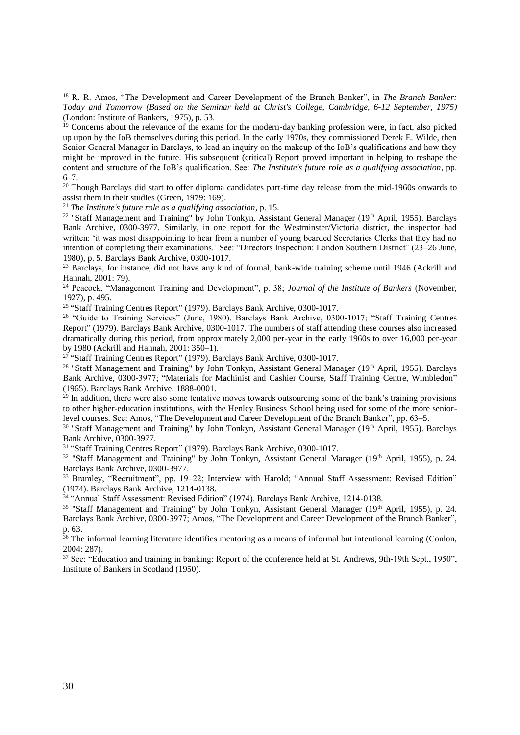[18] R. R. Amos, "The Development and Career Development of the Branch Banker", in *The Branch Banker: Today and Tomorrow (Based on the Seminar held at Christ's College, Cambridge, 6-12 September, 1975)* (London: Institute of Bankers, 1975), p. 53.

[19] Concerns about the relevance of the exams for the modern-day banking profession were, in fact, also picked up upon by the IoB themselves during this period. In the early 1970s, they commissioned Derek E. Wilde, then Senior General Manager in Barclays, to lead an inquiry on the makeup of the IoB's qualifications and how they might be improved in the future. His subsequent (critical) Report proved important in helping to reshape the content and structure of the IoB's qualification. See: *The Institute's future role as a qualifying association*, pp. 6–7.

[20] Though Barclays did start to offer diploma candidates part-time day release from the mid-1960s onwards to assist them in their studies (Green, 1979: 169).

[21] *The Institute's future role as a qualifying association*, p. 15.

[22] "Staff Management and Training" by John Tonkyn, Assistant General Manager (19th April, 1955). Barclays Bank Archive, 0300-3977. Similarly, in one report for the Westminster/Victoria district, the inspector had written: 'it was most disappointing to hear from a number of young bearded Secretaries Clerks that they had no intention of completing their examinations.' See: "Directors Inspection: London Southern District" (23–26 June, 1980), p. 5. Barclays Bank Archive, 0300-1017.

[23] Barclays, for instance, did not have any kind of formal, bank-wide training scheme until 1946 (Ackrill and Hannah, 2001: 79).

[24] Peacock, "Management Training and Development", p. 38; *Journal of the Institute of Bankers* (November, 1927), p. 495.

[25] "Staff Training Centres Report" (1979). Barclays Bank Archive, 0300-1017.

[26] "Guide to Training Services" (June, 1980). Barclays Bank Archive, 0300-1017; "Staff Training Centres Report" (1979). Barclays Bank Archive, 0300-1017. The numbers of staff attending these courses also increased dramatically during this period, from approximately 2,000 per-year in the early 1960s to over 16,000 per-year by 1980 (Ackrill and Hannah, 2001: 350–1).

[27] "Staff Training Centres Report" (1979). Barclays Bank Archive, 0300-1017.

[28] "Staff Management and Training" by John Tonkyn, Assistant General Manager (19th April, 1955). Barclays Bank Archive, 0300-3977; "Materials for Machinist and Cashier Course, Staff Training Centre, Wimbledon" (1965). Barclays Bank Archive, 1888-0001.

[29] In addition, there were also some tentative moves towards outsourcing some of the bank's training provisions to other higher-education institutions, with the Henley Business School being used for some of the more senior-level courses. See: Amos, "The Development and Career Development of the Branch Banker", pp. 63–5.

[30] "Staff Management and Training" by John Tonkyn, Assistant General Manager (19th April, 1955). Barclays Bank Archive, 0300-3977.

[31] "Staff Training Centres Report" (1979). Barclays Bank Archive, 0300-1017.

[32] "Staff Management and Training" by John Tonkyn, Assistant General Manager (19th April, 1955), p. 24. Barclays Bank Archive, 0300-3977.

[33] Bramley, "Recruitment", pp. 19–22; Interview with Harold; "Annual Staff Assessment: Revised Edition" (1974). Barclays Bank Archive, 1214-0138.

[34] "Annual Staff Assessment: Revised Edition" (1974). Barclays Bank Archive, 1214-0138.

[35] "Staff Management and Training" by John Tonkyn, Assistant General Manager (19th April, 1955), p. 24. Barclays Bank Archive, 0300-3977; Amos, "The Development and Career Development of the Branch Banker", p. 63.

[36] The informal learning literature identifies mentoring as a means of informal but intentional learning (Conlon, 2004: 287).

[37] See: "Education and training in banking: Report of the conference held at St. Andrews, 9th-19th Sept., 1950", Institute of Bankers in Scotland (1950).